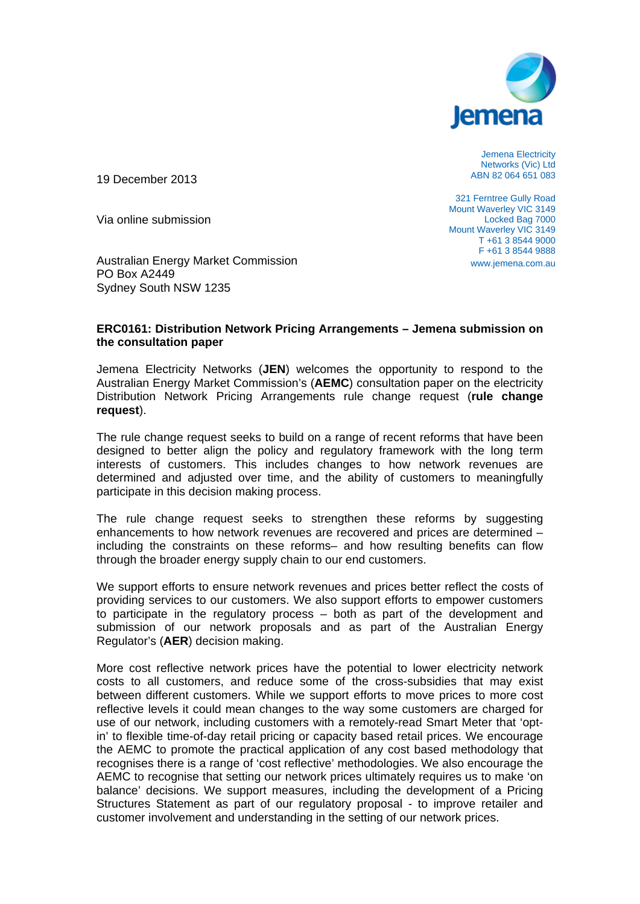Jemena Electricity Networks (Vic) Ltd
ABN 82 064 651 083

321 Ferntree Gully Road
Mount Waverley VIC 3149
Locked Bag 7000
Mount Waverley VIC 3149
T +61 3 8544 9000
F +61 3 8544 9888
www.jemena.com.au

19 December 2013

Via online submission

Australian Energy Market Commission
PO Box A2449
Sydney South NSW 1235

**ERC0161: Distribution Network Pricing Arrangements – Jemena submission on the consultation paper**

Jemena Electricity Networks (**JEN**) welcomes the opportunity to respond to the Australian Energy Market Commission's (**AEMC**) consultation paper on the electricity Distribution Network Pricing Arrangements rule change request (**rule change request**).

The rule change request seeks to build on a range of recent reforms that have been designed to better align the policy and regulatory framework with the long term interests of customers. This includes changes to how network revenues are determined and adjusted over time, and the ability of customers to meaningfully participate in this decision making process.

The rule change request seeks to strengthen these reforms by suggesting enhancements to how network revenues are recovered and prices are determined – including the constraints on these reforms– and how resulting benefits can flow through the broader energy supply chain to our end customers.

We support efforts to ensure network revenues and prices better reflect the costs of providing services to our customers. We also support efforts to empower customers to participate in the regulatory process – both as part of the development and submission of our network proposals and as part of the Australian Energy Regulator's (**AER**) decision making.

More cost reflective network prices have the potential to lower electricity network costs to all customers, and reduce some of the cross-subsidies that may exist between different customers. While we support efforts to move prices to more cost reflective levels it could mean changes to the way some customers are charged for use of our network, including customers with a remotely-read Smart Meter that 'opt-in' to flexible time-of-day retail pricing or capacity based retail prices. We encourage the AEMC to promote the practical application of any cost based methodology that recognises there is a range of 'cost reflective' methodologies. We also encourage the AEMC to recognise that setting our network prices ultimately requires us to make 'on balance' decisions. We support measures, including the development of a Pricing Structures Statement as part of our regulatory proposal - to improve retailer and customer involvement and understanding in the setting of our network prices.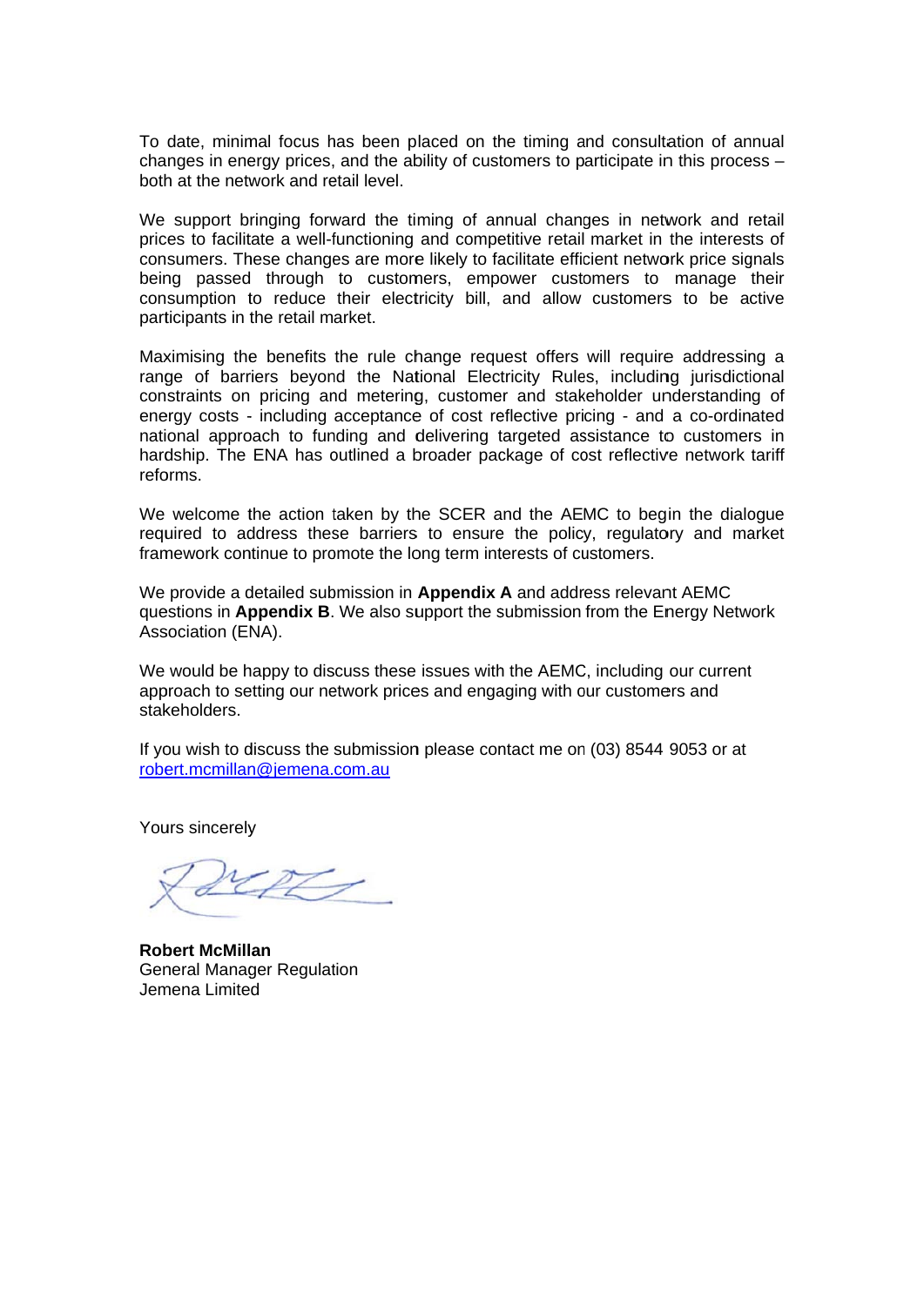To date, minimal focus has been placed on the timing and consultation of annual changes in energy prices, and the ability of customers to participate in this process – both at the network and retail level.

We support bringing forward the timing of annual changes in network and retail prices to facilitate a well-functioning and competitive retail market in the interests of consumers. These changes are more likely to facilitate efficient network price signals being passed through to customers, empower customers to manage their consumption to reduce their electricity bill, and allow customers to be active participants in the retail market.

Maximising the benefits the rule change request offers will require addressing a range of barriers beyond the National Electricity Rules, including jurisdictional constraints on pricing and metering, customer and stakeholder understanding of energy costs - including acceptance of cost reflective pricing - and a co-ordinated national approach to funding and delivering targeted assistance to customers in hardship. The ENA has outlined a broader package of cost reflective network tariff reforms.

We welcome the action taken by the SCER and the AEMC to begin the dialogue required to address these barriers to ensure the policy, regulatory and market framework continue to promote the long term interests of customers.

We provide a detailed submission in **Appendix A** and address relevant AEMC questions in **Appendix B**. We also support the submission from the Energy Network Association (ENA).

We would be happy to discuss these issues with the AEMC, including our current approach to setting our network prices and engaging with our customers and stakeholders.

If you wish to discuss the submission please contact me on (03) 8544 9053 or at robert.mcmillan@jemena.com.au

Yours sincerely

**Robert McMillan**
General Manager Regulation
Jemena Limited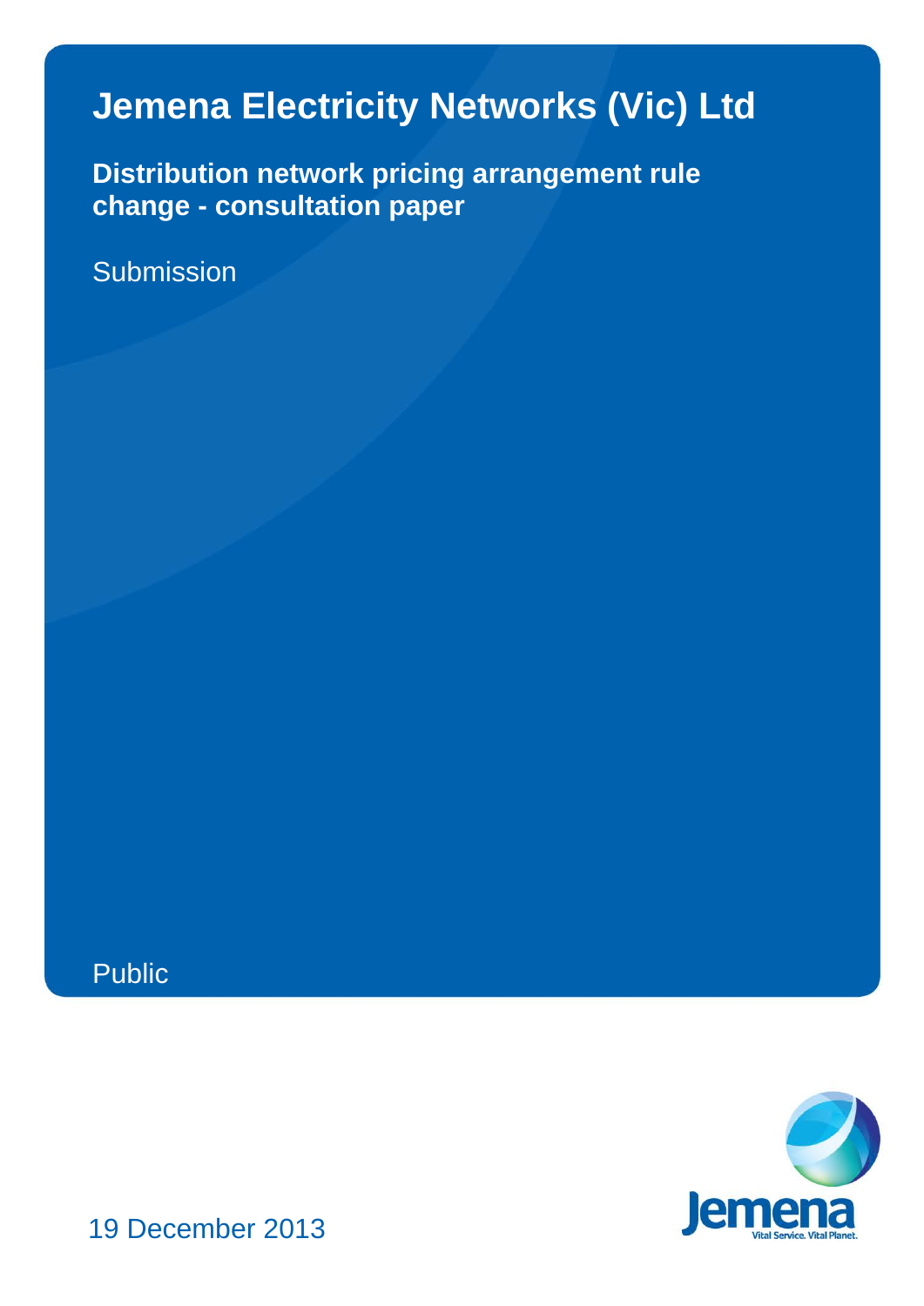# Jemena Electricity Networks (Vic) Ltd

## Distribution network pricing arrangement rule change - consultation paper

Submission

Public

19 December 2013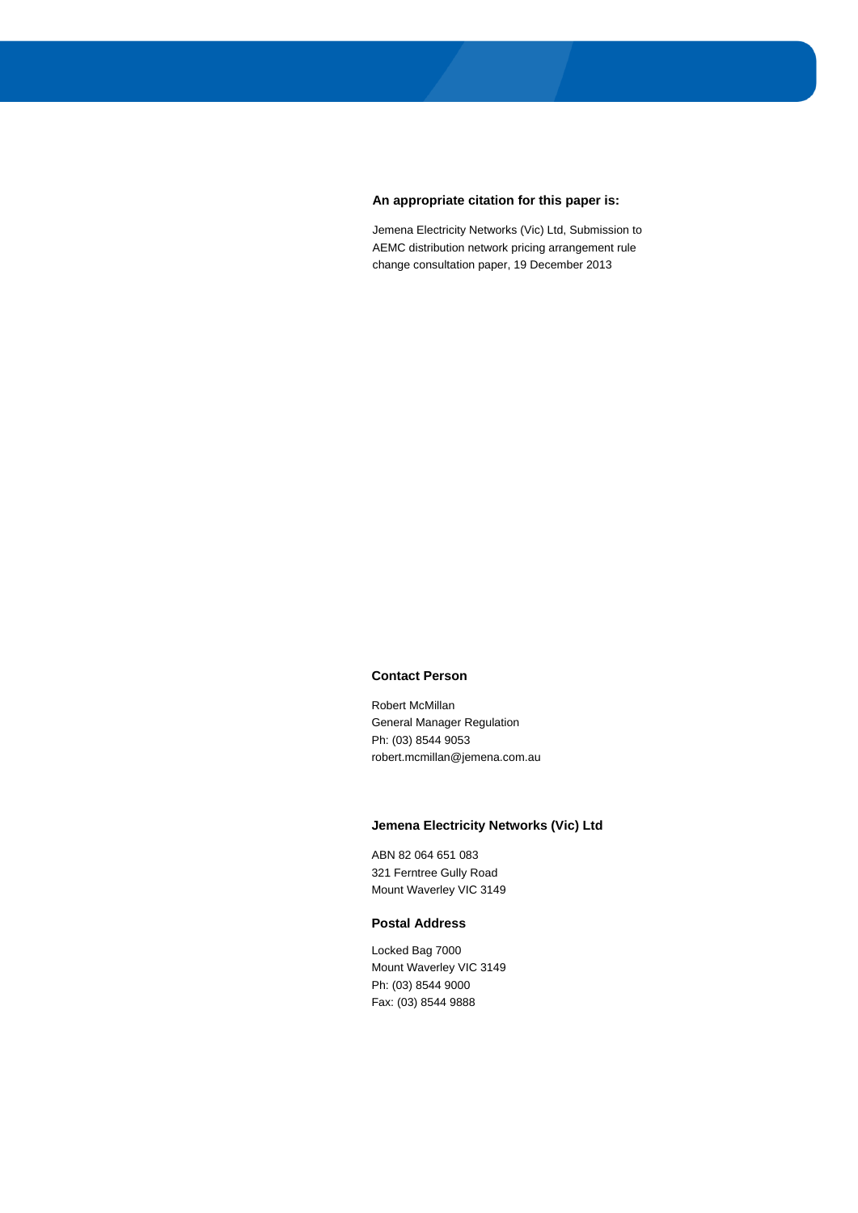**An appropriate citation for this paper is:**

Jemena Electricity Networks (Vic) Ltd, Submission to AEMC distribution network pricing arrangement rule change consultation paper, 19 December 2013

**Contact Person**

Robert McMillan
General Manager Regulation
Ph: (03) 8544 9053
robert.mcmillan@jemena.com.au

**Jemena Electricity Networks (Vic) Ltd**

ABN 82 064 651 083
321 Ferntree Gully Road
Mount Waverley VIC 3149

**Postal Address**

Locked Bag 7000
Mount Waverley VIC 3149
Ph: (03) 8544 9000
Fax: (03) 8544 9888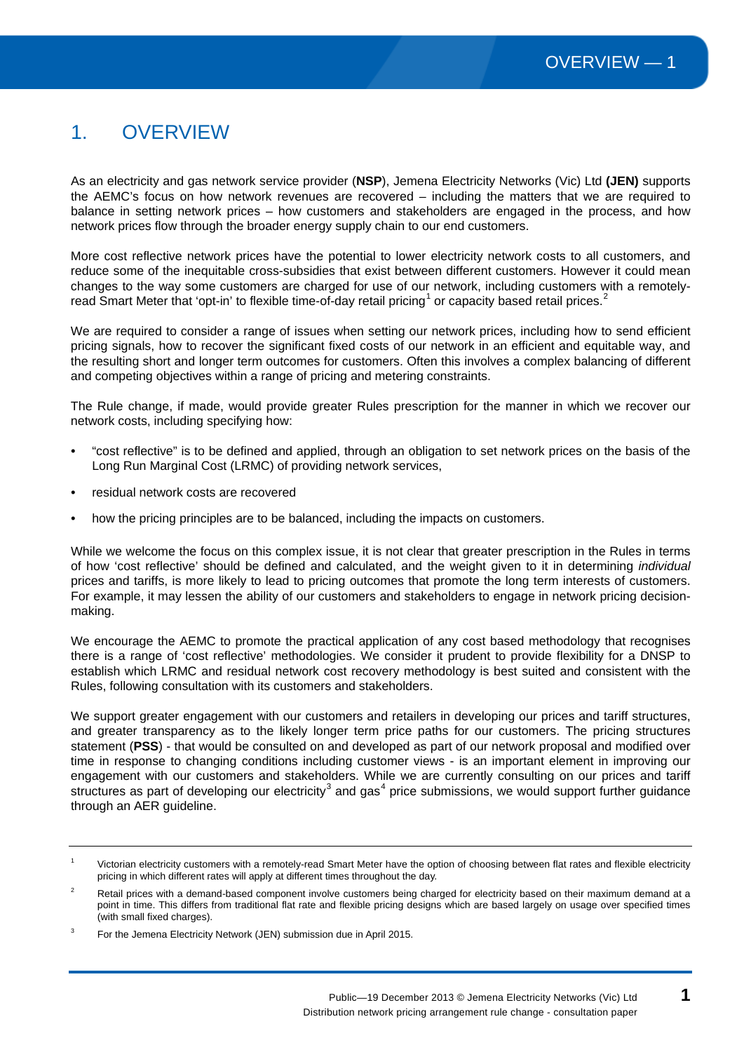# 1. OVERVIEW

As an electricity and gas network service provider (**NSP**), Jemena Electricity Networks (Vic) Ltd **(JEN)** supports the AEMC's focus on how network revenues are recovered – including the matters that we are required to balance in setting network prices – how customers and stakeholders are engaged in the process, and how network prices flow through the broader energy supply chain to our end customers.

More cost reflective network prices have the potential to lower electricity network costs to all customers, and reduce some of the inequitable cross-subsidies that exist between different customers. However it could mean changes to the way some customers are charged for use of our network, including customers with a remotely-read Smart Meter that 'opt-in' to flexible time-of-day retail pricing[1] or capacity based retail prices.[2]

We are required to consider a range of issues when setting our network prices, including how to send efficient pricing signals, how to recover the significant fixed costs of our network in an efficient and equitable way, and the resulting short and longer term outcomes for customers. Often this involves a complex balancing of different and competing objectives within a range of pricing and metering constraints.

The Rule change, if made, would provide greater Rules prescription for the manner in which we recover our network costs, including specifying how:

- "cost reflective" is to be defined and applied, through an obligation to set network prices on the basis of the Long Run Marginal Cost (LRMC) of providing network services,
- residual network costs are recovered
- how the pricing principles are to be balanced, including the impacts on customers.

While we welcome the focus on this complex issue, it is not clear that greater prescription in the Rules in terms of how 'cost reflective' should be defined and calculated, and the weight given to it in determining *individual* prices and tariffs, is more likely to lead to pricing outcomes that promote the long term interests of customers. For example, it may lessen the ability of our customers and stakeholders to engage in network pricing decision-making.

We encourage the AEMC to promote the practical application of any cost based methodology that recognises there is a range of 'cost reflective' methodologies. We consider it prudent to provide flexibility for a DNSP to establish which LRMC and residual network cost recovery methodology is best suited and consistent with the Rules, following consultation with its customers and stakeholders.

We support greater engagement with our customers and retailers in developing our prices and tariff structures, and greater transparency as to the likely longer term price paths for our customers. The pricing structures statement (**PSS**) - that would be consulted on and developed as part of our network proposal and modified over time in response to changing conditions including customer views - is an important element in improving our engagement with our customers and stakeholders. While we are currently consulting on our prices and tariff structures as part of developing our electricity[3] and gas[4] price submissions, we would support further guidance through an AER guideline.

---

[1] Victorian electricity customers with a remotely-read Smart Meter have the option of choosing between flat rates and flexible electricity pricing in which different rates will apply at different times throughout the day.

[2] Retail prices with a demand-based component involve customers being charged for electricity based on their maximum demand at a point in time. This differs from traditional flat rate and flexible pricing designs which are based largely on usage over specified times (with small fixed charges).

[3] For the Jemena Electricity Network (JEN) submission due in April 2015.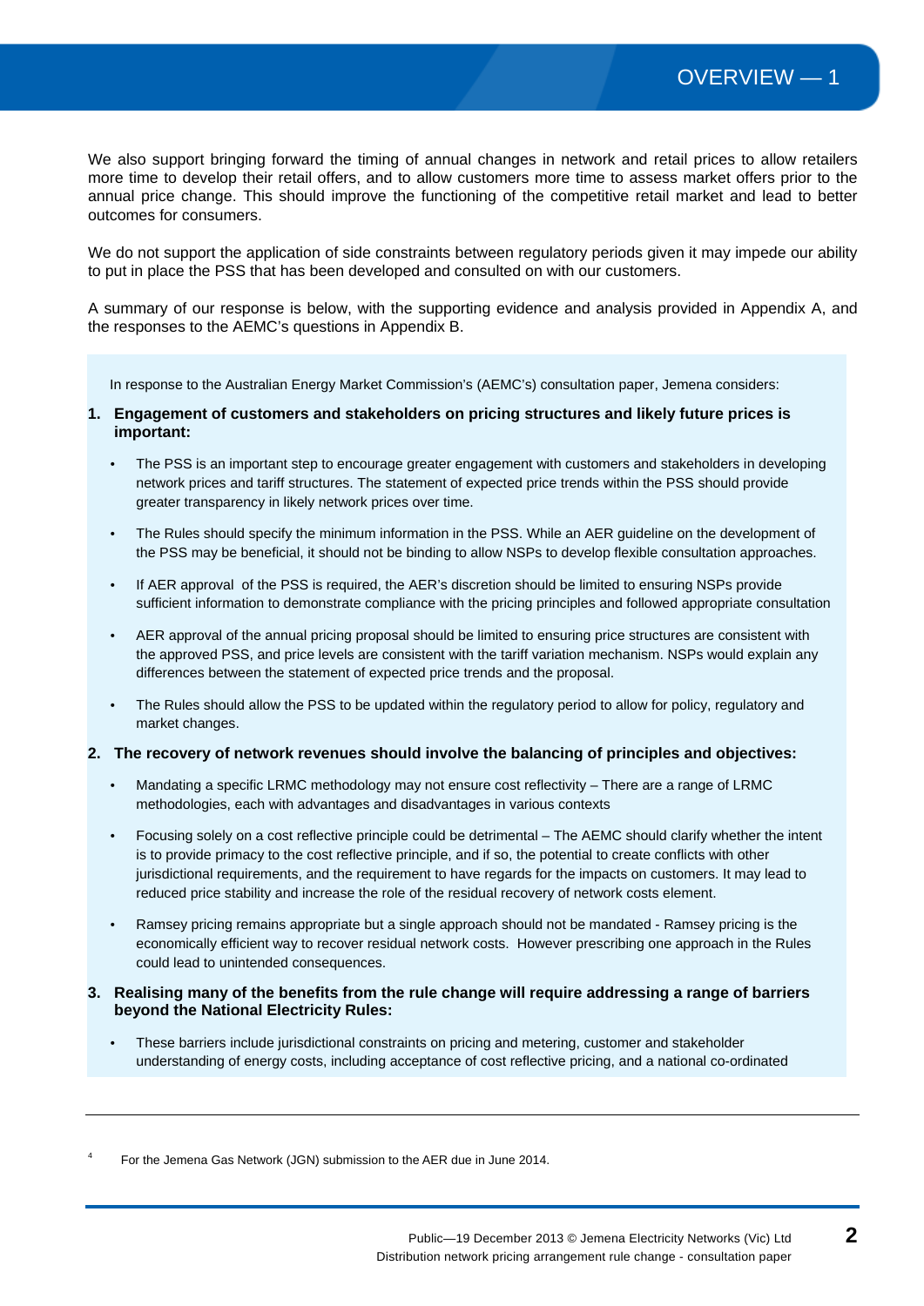We also support bringing forward the timing of annual changes in network and retail prices to allow retailers more time to develop their retail offers, and to allow customers more time to assess market offers prior to the annual price change. This should improve the functioning of the competitive retail market and lead to better outcomes for consumers.

We do not support the application of side constraints between regulatory periods given it may impede our ability to put in place the PSS that has been developed and consulted on with our customers.

A summary of our response is below, with the supporting evidence and analysis provided in Appendix A, and the responses to the AEMC's questions in Appendix B.

In response to the Australian Energy Market Commission's (AEMC's) consultation paper, Jemena considers:

1. **Engagement of customers and stakeholders on pricing structures and likely future prices is important:**

   - The PSS is an important step to encourage greater engagement with customers and stakeholders in developing network prices and tariff structures. The statement of expected price trends within the PSS should provide greater transparency in likely network prices over time.
   - The Rules should specify the minimum information in the PSS. While an AER guideline on the development of the PSS may be beneficial, it should not be binding to allow NSPs to develop flexible consultation approaches.
   - If AER approval of the PSS is required, the AER's discretion should be limited to ensuring NSPs provide sufficient information to demonstrate compliance with the pricing principles and followed appropriate consultation
   - AER approval of the annual pricing proposal should be limited to ensuring price structures are consistent with the approved PSS, and price levels are consistent with the tariff variation mechanism. NSPs would explain any differences between the statement of expected price trends and the proposal.
   - The Rules should allow the PSS to be updated within the regulatory period to allow for policy, regulatory and market changes.

2. **The recovery of network revenues should involve the balancing of principles and objectives:**

   - Mandating a specific LRMC methodology may not ensure cost reflectivity – There are a range of LRMC methodologies, each with advantages and disadvantages in various contexts
   - Focusing solely on a cost reflective principle could be detrimental – The AEMC should clarify whether the intent is to provide primacy to the cost reflective principle, and if so, the potential to create conflicts with other jurisdictional requirements, and the requirement to have regards for the impacts on customers. It may lead to reduced price stability and increase the role of the residual recovery of network costs element.
   - Ramsey pricing remains appropriate but a single approach should not be mandated - Ramsey pricing is the economically efficient way to recover residual network costs. However prescribing one approach in the Rules could lead to unintended consequences.

3. **Realising many of the benefits from the rule change will require addressing a range of barriers beyond the National Electricity Rules:**

   - These barriers include jurisdictional constraints on pricing and metering, customer and stakeholder understanding of energy costs, including acceptance of cost reflective pricing, and a national co-ordinated

---

[4] For the Jemena Gas Network (JGN) submission to the AER due in June 2014.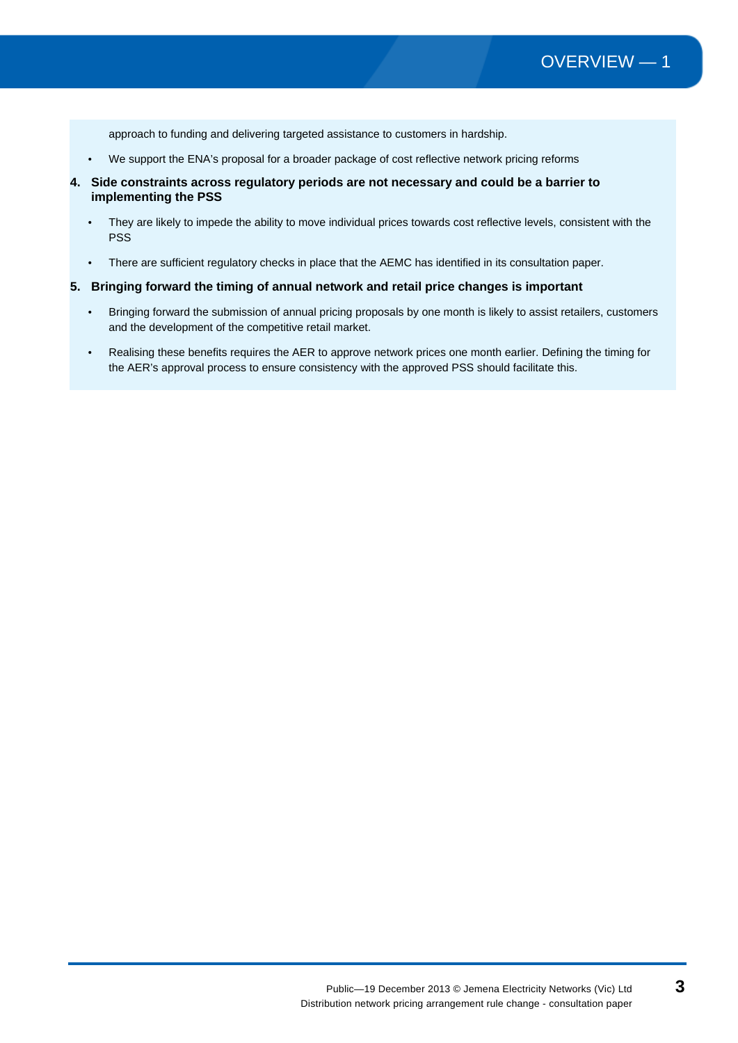approach to funding and delivering targeted assistance to customers in hardship.

- We support the ENA's proposal for a broader package of cost reflective network pricing reforms

4. **Side constraints across regulatory periods are not necessary and could be a barrier to implementing the PSS**

   - They are likely to impede the ability to move individual prices towards cost reflective levels, consistent with the PSS
   - There are sufficient regulatory checks in place that the AEMC has identified in its consultation paper.

5. **Bringing forward the timing of annual network and retail price changes is important**

   - Bringing forward the submission of annual pricing proposals by one month is likely to assist retailers, customers and the development of the competitive retail market.
   - Realising these benefits requires the AER to approve network prices one month earlier. Defining the timing for the AER's approval process to ensure consistency with the approved PSS should facilitate this.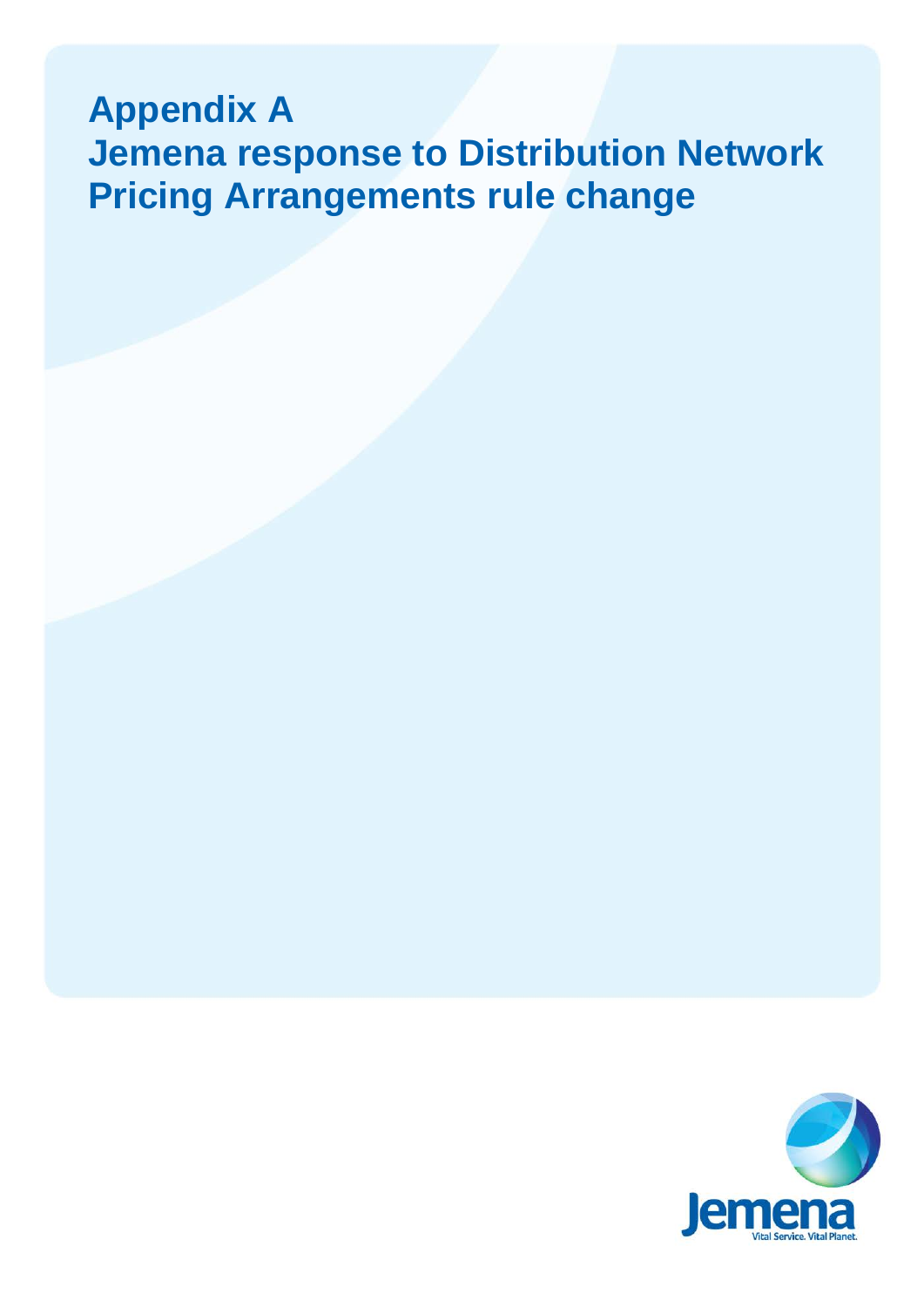# Appendix A
# Jemena response to Distribution Network Pricing Arrangements rule change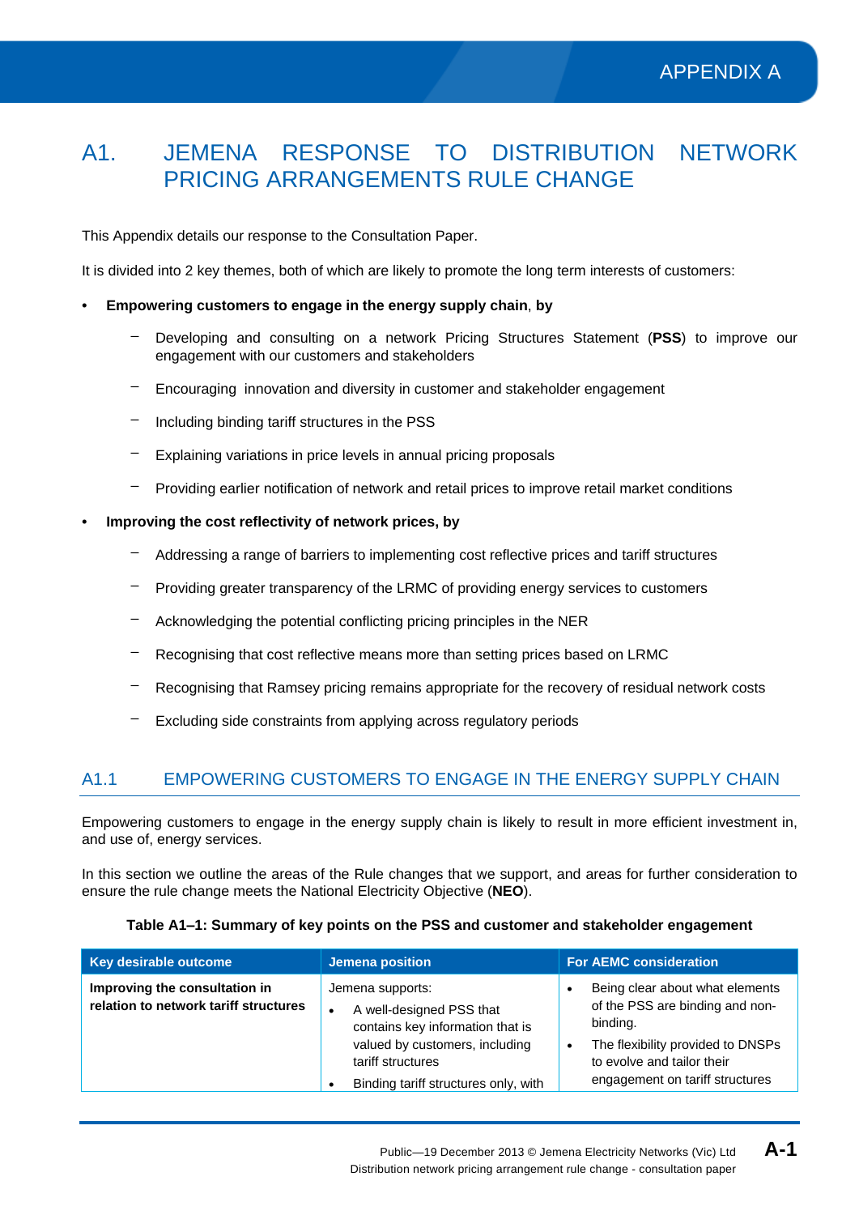# A1. JEMENA RESPONSE TO DISTRIBUTION NETWORK PRICING ARRANGEMENTS RULE CHANGE

This Appendix details our response to the Consultation Paper.

It is divided into 2 key themes, both of which are likely to promote the long term interests of customers:

- **Empowering customers to engage in the energy supply chain**, **by**
  - Developing and consulting on a network Pricing Structures Statement (**PSS**) to improve our engagement with our customers and stakeholders
  - Encouraging innovation and diversity in customer and stakeholder engagement
  - Including binding tariff structures in the PSS
  - Explaining variations in price levels in annual pricing proposals
  - Providing earlier notification of network and retail prices to improve retail market conditions
- **Improving the cost reflectivity of network prices, by**
  - Addressing a range of barriers to implementing cost reflective prices and tariff structures
  - Providing greater transparency of the LRMC of providing energy services to customers
  - Acknowledging the potential conflicting pricing principles in the NER
  - Recognising that cost reflective means more than setting prices based on LRMC
  - Recognising that Ramsey pricing remains appropriate for the recovery of residual network costs
  - Excluding side constraints from applying across regulatory periods

## A1.1 EMPOWERING CUSTOMERS TO ENGAGE IN THE ENERGY SUPPLY CHAIN

Empowering customers to engage in the energy supply chain is likely to result in more efficient investment in, and use of, energy services.

In this section we outline the areas of the Rule changes that we support, and areas for further consideration to ensure the rule change meets the National Electricity Objective (**NEO**).

**Table A1–1: Summary of key points on the PSS and customer and stakeholder engagement**

| Key desirable outcome | Jemena position | For AEMC consideration |
|---|---|---|
| **Improving the consultation in relation to network tariff structures** | Jemena supports:<br>• A well-designed PSS that contains key information that is valued by customers, including tariff structures<br>• Binding tariff structures only, with | • Being clear about what elements of the PSS are binding and non-binding.<br>• The flexibility provided to DNSPs to evolve and tailor their engagement on tariff structures |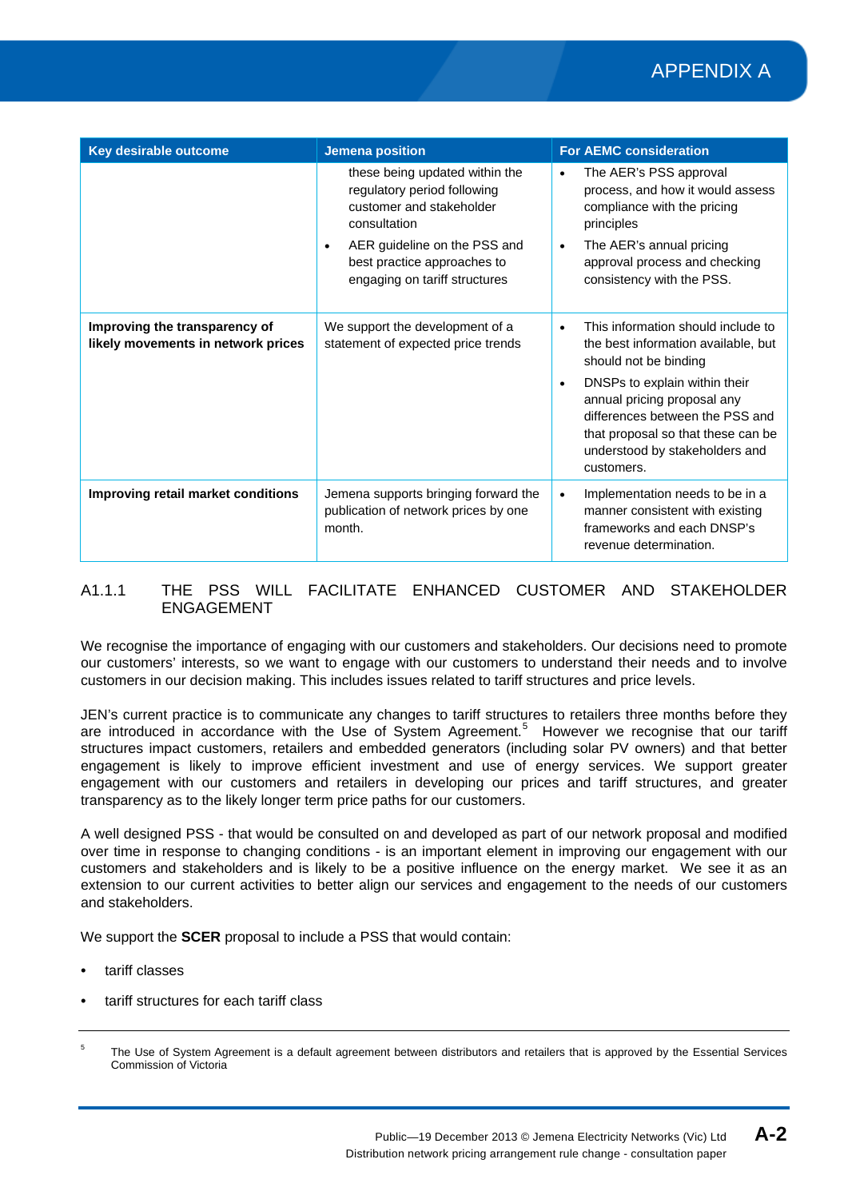| Key desirable outcome | Jemena position | For AEMC consideration |
|---|---|---|
| | these being updated within the regulatory period following customer and stakeholder consultation<br>• AER guideline on the PSS and best practice approaches to engaging on tariff structures | • The AER's PSS approval process, and how it would assess compliance with the pricing principles<br>• The AER's annual pricing approval process and checking consistency with the PSS. |
| **Improving the transparency of likely movements in network prices** | We support the development of a statement of expected price trends | • This information should include to the best information available, but should not be binding<br>• DNSPs to explain within their annual pricing proposal any differences between the PSS and that proposal so that these can be understood by stakeholders and customers. |
| **Improving retail market conditions** | Jemena supports bringing forward the publication of network prices by one month. | • Implementation needs to be in a manner consistent with existing frameworks and each DNSP's revenue determination. |

### A1.1.1 THE PSS WILL FACILITATE ENHANCED CUSTOMER AND STAKEHOLDER ENGAGEMENT

We recognise the importance of engaging with our customers and stakeholders. Our decisions need to promote our customers' interests, so we want to engage with our customers to understand their needs and to involve customers in our decision making. This includes issues related to tariff structures and price levels.

JEN's current practice is to communicate any changes to tariff structures to retailers three months before they are introduced in accordance with the Use of System Agreement.[5] However we recognise that our tariff structures impact customers, retailers and embedded generators (including solar PV owners) and that better engagement is likely to improve efficient investment and use of energy services. We support greater engagement with our customers and retailers in developing our prices and tariff structures, and greater transparency as to the likely longer term price paths for our customers.

A well designed PSS - that would be consulted on and developed as part of our network proposal and modified over time in response to changing conditions - is an important element in improving our engagement with our customers and stakeholders and is likely to be a positive influence on the energy market. We see it as an extension to our current activities to better align our services and engagement to the needs of our customers and stakeholders.

We support the **SCER** proposal to include a PSS that would contain:

- tariff classes
- tariff structures for each tariff class

---

[5] The Use of System Agreement is a default agreement between distributors and retailers that is approved by the Essential Services Commission of Victoria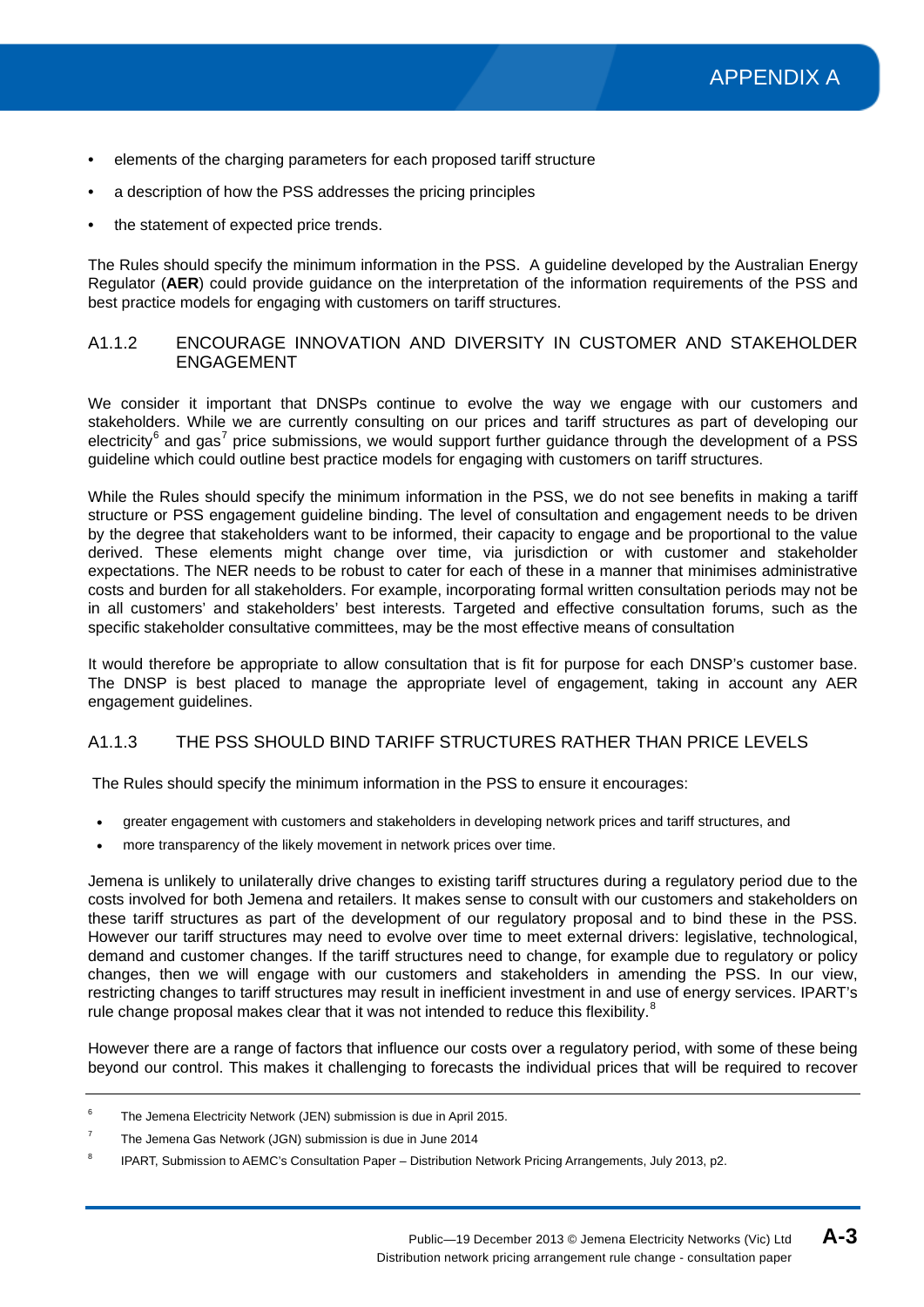- elements of the charging parameters for each proposed tariff structure
- a description of how the PSS addresses the pricing principles
- the statement of expected price trends.

The Rules should specify the minimum information in the PSS. A guideline developed by the Australian Energy Regulator (**AER**) could provide guidance on the interpretation of the information requirements of the PSS and best practice models for engaging with customers on tariff structures.

### A1.1.2 ENCOURAGE INNOVATION AND DIVERSITY IN CUSTOMER AND STAKEHOLDER ENGAGEMENT

We consider it important that DNSPs continue to evolve the way we engage with our customers and stakeholders. While we are currently consulting on our prices and tariff structures as part of developing our electricity[6] and gas[7] price submissions, we would support further guidance through the development of a PSS guideline which could outline best practice models for engaging with customers on tariff structures.

While the Rules should specify the minimum information in the PSS, we do not see benefits in making a tariff structure or PSS engagement guideline binding. The level of consultation and engagement needs to be driven by the degree that stakeholders want to be informed, their capacity to engage and be proportional to the value derived. These elements might change over time, via jurisdiction or with customer and stakeholder expectations. The NER needs to be robust to cater for each of these in a manner that minimises administrative costs and burden for all stakeholders. For example, incorporating formal written consultation periods may not be in all customers' and stakeholders' best interests. Targeted and effective consultation forums, such as the specific stakeholder consultative committees, may be the most effective means of consultation

It would therefore be appropriate to allow consultation that is fit for purpose for each DNSP's customer base. The DNSP is best placed to manage the appropriate level of engagement, taking in account any AER engagement guidelines.

### A1.1.3 THE PSS SHOULD BIND TARIFF STRUCTURES RATHER THAN PRICE LEVELS

The Rules should specify the minimum information in the PSS to ensure it encourages:

- greater engagement with customers and stakeholders in developing network prices and tariff structures, and
- more transparency of the likely movement in network prices over time.

Jemena is unlikely to unilaterally drive changes to existing tariff structures during a regulatory period due to the costs involved for both Jemena and retailers. It makes sense to consult with our customers and stakeholders on these tariff structures as part of the development of our regulatory proposal and to bind these in the PSS. However our tariff structures may need to evolve over time to meet external drivers: legislative, technological, demand and customer changes. If the tariff structures need to change, for example due to regulatory or policy changes, then we will engage with our customers and stakeholders in amending the PSS. In our view, restricting changes to tariff structures may result in inefficient investment in and use of energy services. IPART's rule change proposal makes clear that it was not intended to reduce this flexibility.[8]

However there are a range of factors that influence our costs over a regulatory period, with some of these being beyond our control. This makes it challenging to forecasts the individual prices that will be required to recover

---

[6] The Jemena Electricity Network (JEN) submission is due in April 2015.

[7] The Jemena Gas Network (JGN) submission is due in June 2014

[8] IPART, Submission to AEMC's Consultation Paper – Distribution Network Pricing Arrangements, July 2013, p2.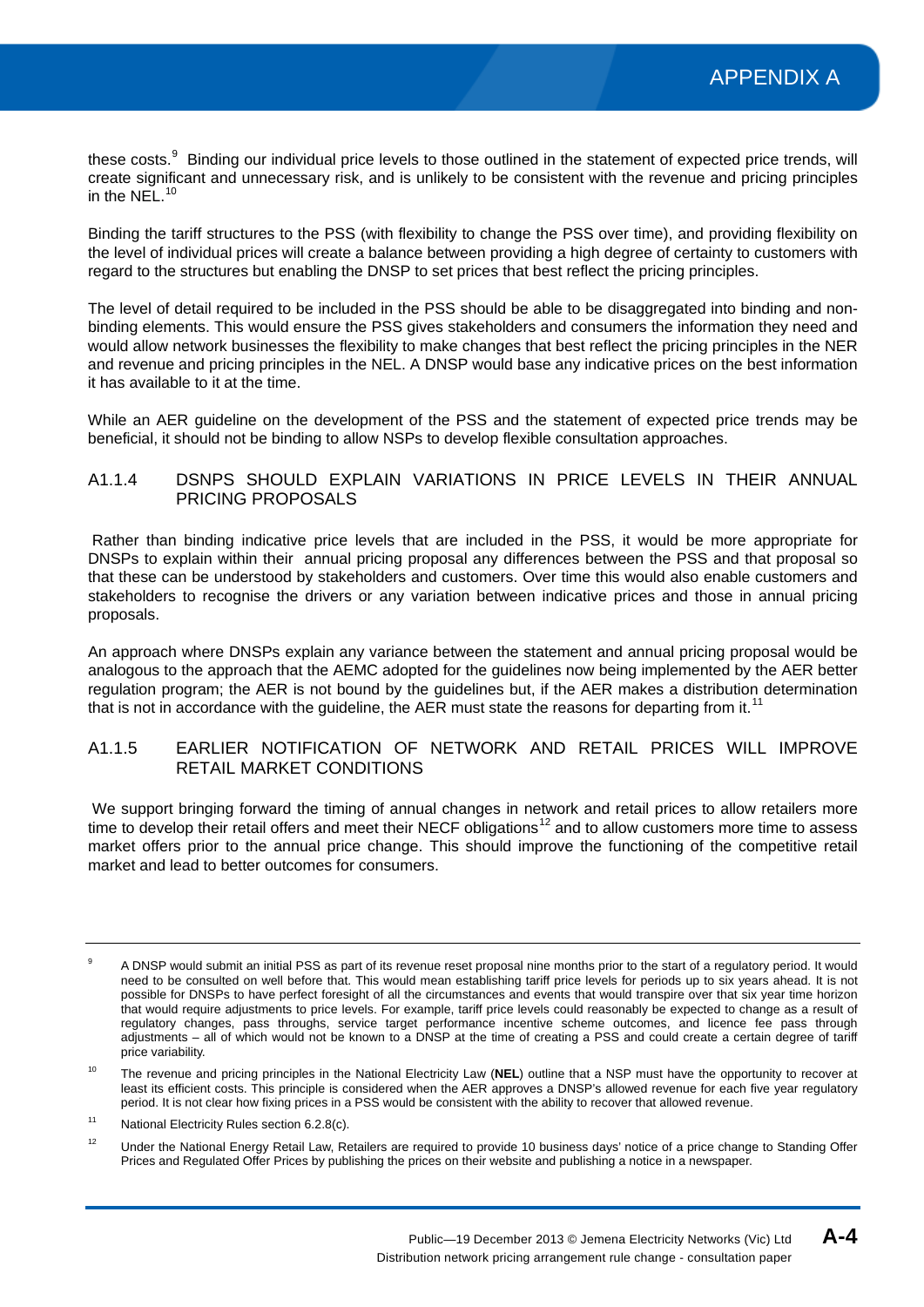these costs.[9] Binding our individual price levels to those outlined in the statement of expected price trends, will create significant and unnecessary risk, and is unlikely to be consistent with the revenue and pricing principles in the NEL.[10]

Binding the tariff structures to the PSS (with flexibility to change the PSS over time), and providing flexibility on the level of individual prices will create a balance between providing a high degree of certainty to customers with regard to the structures but enabling the DNSP to set prices that best reflect the pricing principles.

The level of detail required to be included in the PSS should be able to be disaggregated into binding and non-binding elements. This would ensure the PSS gives stakeholders and consumers the information they need and would allow network businesses the flexibility to make changes that best reflect the pricing principles in the NER and revenue and pricing principles in the NEL. A DNSP would base any indicative prices on the best information it has available to it at the time.

While an AER guideline on the development of the PSS and the statement of expected price trends may be beneficial, it should not be binding to allow NSPs to develop flexible consultation approaches.

### A1.1.4 DSNPS SHOULD EXPLAIN VARIATIONS IN PRICE LEVELS IN THEIR ANNUAL PRICING PROPOSALS

Rather than binding indicative price levels that are included in the PSS, it would be more appropriate for DNSPs to explain within their annual pricing proposal any differences between the PSS and that proposal so that these can be understood by stakeholders and customers. Over time this would also enable customers and stakeholders to recognise the drivers or any variation between indicative prices and those in annual pricing proposals.

An approach where DNSPs explain any variance between the statement and annual pricing proposal would be analogous to the approach that the AEMC adopted for the guidelines now being implemented by the AER better regulation program; the AER is not bound by the guidelines but, if the AER makes a distribution determination that is not in accordance with the guideline, the AER must state the reasons for departing from it.[11]

### A1.1.5 EARLIER NOTIFICATION OF NETWORK AND RETAIL PRICES WILL IMPROVE RETAIL MARKET CONDITIONS

We support bringing forward the timing of annual changes in network and retail prices to allow retailers more time to develop their retail offers and meet their NECF obligations[12] and to allow customers more time to assess market offers prior to the annual price change. This should improve the functioning of the competitive retail market and lead to better outcomes for consumers.

---

[9] A DNSP would submit an initial PSS as part of its revenue reset proposal nine months prior to the start of a regulatory period. It would need to be consulted on well before that. This would mean establishing tariff price levels for periods up to six years ahead. It is not possible for DNSPs to have perfect foresight of all the circumstances and events that would transpire over that six year time horizon that would require adjustments to price levels. For example, tariff price levels could reasonably be expected to change as a result of regulatory changes, pass throughs, service target performance incentive scheme outcomes, and licence fee pass through adjustments – all of which would not be known to a DNSP at the time of creating a PSS and could create a certain degree of tariff price variability.

[10] The revenue and pricing principles in the National Electricity Law (**NEL**) outline that a NSP must have the opportunity to recover at least its efficient costs. This principle is considered when the AER approves a DNSP's allowed revenue for each five year regulatory period. It is not clear how fixing prices in a PSS would be consistent with the ability to recover that allowed revenue.

[11] National Electricity Rules section 6.2.8(c).

[12] Under the National Energy Retail Law, Retailers are required to provide 10 business days' notice of a price change to Standing Offer Prices and Regulated Offer Prices by publishing the prices on their website and publishing a notice in a newspaper.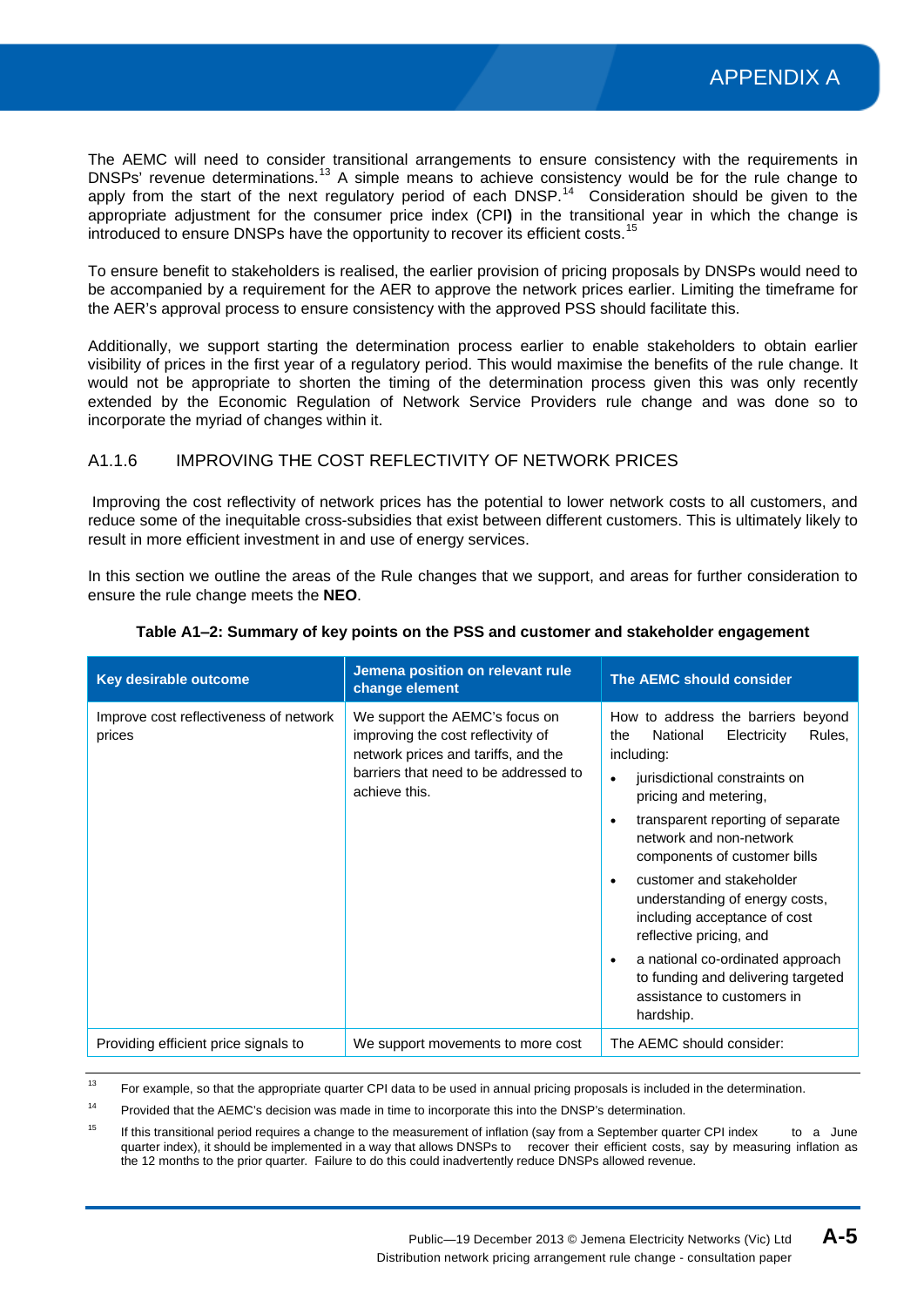The AEMC will need to consider transitional arrangements to ensure consistency with the requirements in DNSPs' revenue determinations.[13] A simple means to achieve consistency would be for the rule change to apply from the start of the next regulatory period of each DNSP.[14] Consideration should be given to the appropriate adjustment for the consumer price index (CPI**)** in the transitional year in which the change is introduced to ensure DNSPs have the opportunity to recover its efficient costs.[15]

To ensure benefit to stakeholders is realised, the earlier provision of pricing proposals by DNSPs would need to be accompanied by a requirement for the AER to approve the network prices earlier. Limiting the timeframe for the AER's approval process to ensure consistency with the approved PSS should facilitate this.

Additionally, we support starting the determination process earlier to enable stakeholders to obtain earlier visibility of prices in the first year of a regulatory period. This would maximise the benefits of the rule change. It would not be appropriate to shorten the timing of the determination process given this was only recently extended by the Economic Regulation of Network Service Providers rule change and was done so to incorporate the myriad of changes within it.

### A1.1.6 IMPROVING THE COST REFLECTIVITY OF NETWORK PRICES

Improving the cost reflectivity of network prices has the potential to lower network costs to all customers, and reduce some of the inequitable cross-subsidies that exist between different customers. This is ultimately likely to result in more efficient investment in and use of energy services.

In this section we outline the areas of the Rule changes that we support, and areas for further consideration to ensure the rule change meets the **NEO**.

**Table A1–2: Summary of key points on the PSS and customer and stakeholder engagement**

| Key desirable outcome | Jemena position on relevant rule change element | The AEMC should consider |
|---|---|---|
| Improve cost reflectiveness of network prices | We support the AEMC's focus on improving the cost reflectivity of network prices and tariffs, and the barriers that need to be addressed to achieve this. | How to address the barriers beyond the National Electricity Rules, including:<br>• jurisdictional constraints on pricing and metering,<br>• transparent reporting of separate network and non-network components of customer bills<br>• customer and stakeholder understanding of energy costs, including acceptance of cost reflective pricing, and<br>• a national co-ordinated approach to funding and delivering targeted assistance to customers in hardship. |
| Providing efficient price signals to | We support movements to more cost | The AEMC should consider: |

[13] For example, so that the appropriate quarter CPI data to be used in annual pricing proposals is included in the determination.

[14] Provided that the AEMC's decision was made in time to incorporate this into the DNSP's determination.

[15] If this transitional period requires a change to the measurement of inflation (say from a September quarter CPI index to a June quarter index), it should be implemented in a way that allows DNSPs to recover their efficient costs, say by measuring inflation as the 12 months to the prior quarter. Failure to do this could inadvertently reduce DNSPs allowed revenue.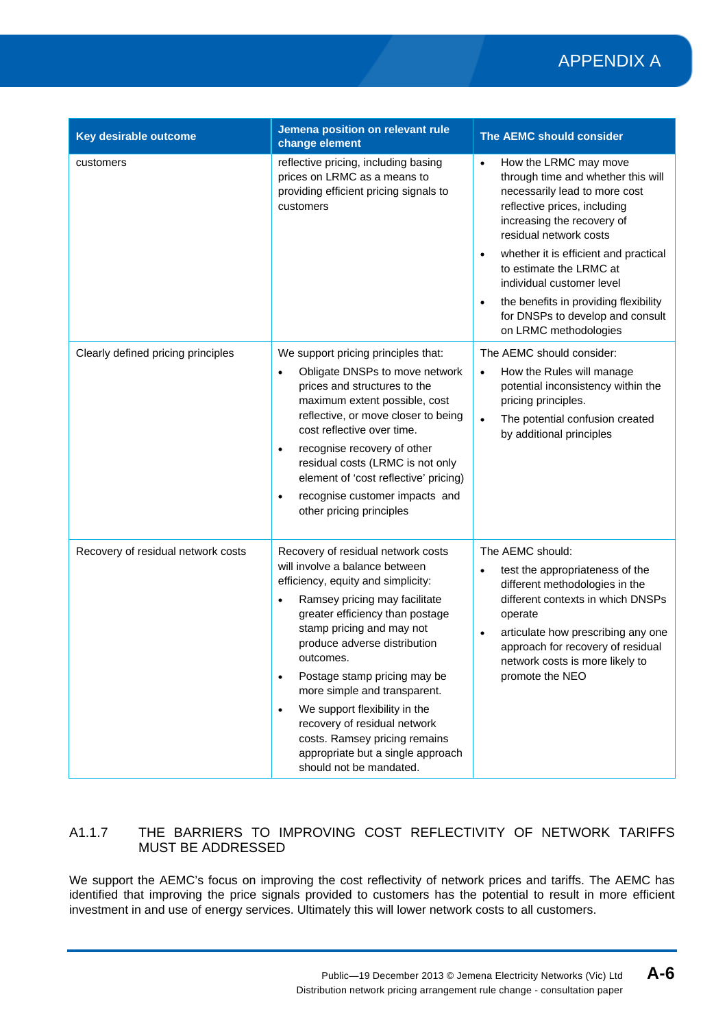| Key desirable outcome | Jemena position on relevant rule change element | The AEMC should consider |
|---|---|---|
| customers | reflective pricing, including basing prices on LRMC as a means to providing efficient pricing signals to customers | • How the LRMC may move through time and whether this will necessarily lead to more cost reflective prices, including increasing the recovery of residual network costs<br>• whether it is efficient and practical to estimate the LRMC at individual customer level<br>• the benefits in providing flexibility for DNSPs to develop and consult on LRMC methodologies |
| Clearly defined pricing principles | We support pricing principles that:<br>• Obligate DNSPs to move network prices and structures to the maximum extent possible, cost reflective, or move closer to being cost reflective over time.<br>• recognise recovery of other residual costs (LRMC is not only element of 'cost reflective' pricing)<br>• recognise customer impacts and other pricing principles | The AEMC should consider:<br>• How the Rules will manage potential inconsistency within the pricing principles.<br>• The potential confusion created by additional principles |
| Recovery of residual network costs | Recovery of residual network costs will involve a balance between efficiency, equity and simplicity:<br>• Ramsey pricing may facilitate greater efficiency than postage stamp pricing and may not produce adverse distribution outcomes.<br>• Postage stamp pricing may be more simple and transparent.<br>• We support flexibility in the recovery of residual network costs. Ramsey pricing remains appropriate but a single approach should not be mandated. | The AEMC should:<br>• test the appropriateness of the different methodologies in the different contexts in which DNSPs operate<br>• articulate how prescribing any one approach for recovery of residual network costs is more likely to promote the NEO |

### A1.1.7 THE BARRIERS TO IMPROVING COST REFLECTIVITY OF NETWORK TARIFFS MUST BE ADDRESSED

We support the AEMC's focus on improving the cost reflectivity of network prices and tariffs. The AEMC has identified that improving the price signals provided to customers has the potential to result in more efficient investment in and use of energy services. Ultimately this will lower network costs to all customers.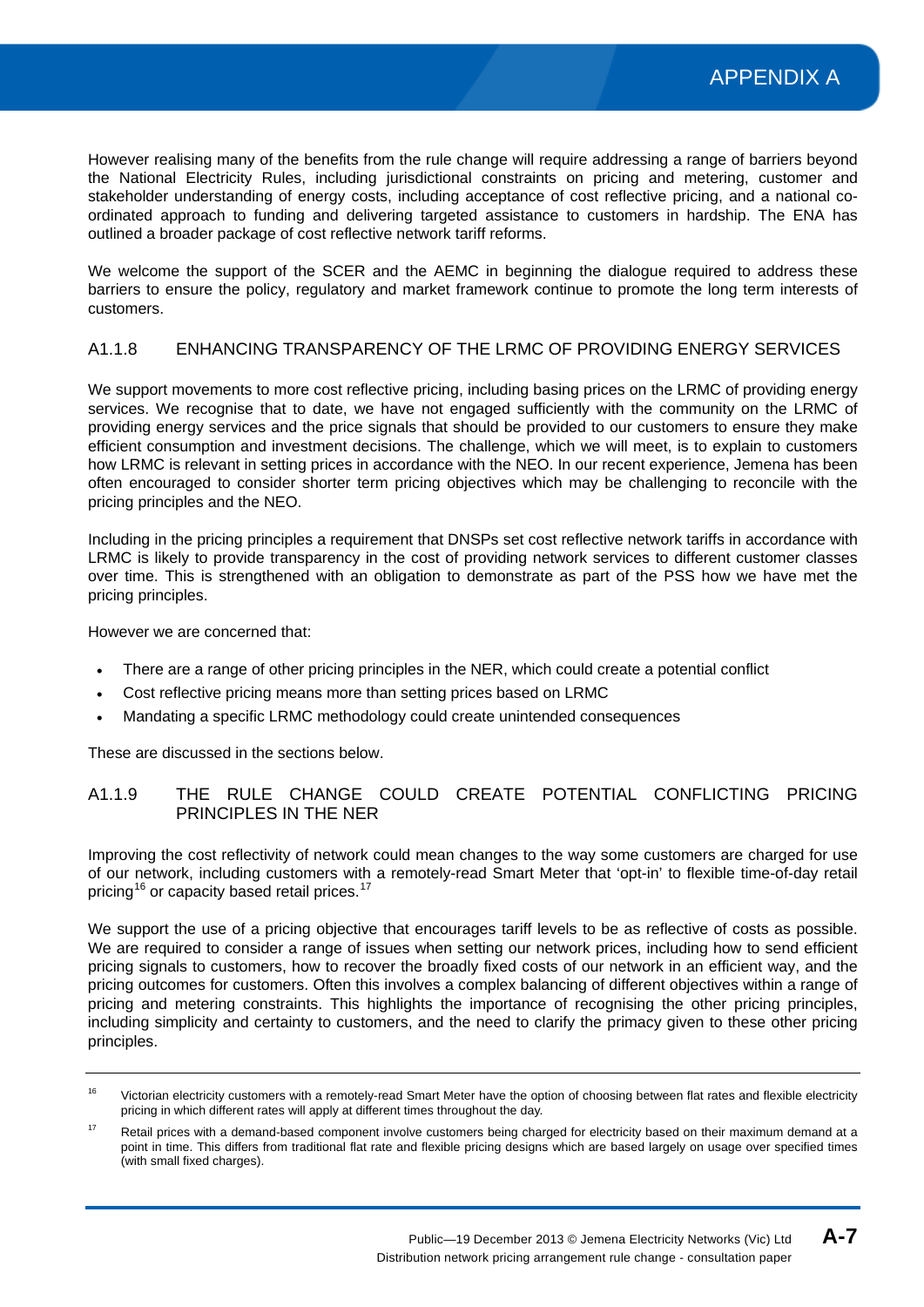However realising many of the benefits from the rule change will require addressing a range of barriers beyond the National Electricity Rules, including jurisdictional constraints on pricing and metering, customer and stakeholder understanding of energy costs, including acceptance of cost reflective pricing, and a national co-ordinated approach to funding and delivering targeted assistance to customers in hardship. The ENA has outlined a broader package of cost reflective network tariff reforms.

We welcome the support of the SCER and the AEMC in beginning the dialogue required to address these barriers to ensure the policy, regulatory and market framework continue to promote the long term interests of customers.

### A1.1.8 ENHANCING TRANSPARENCY OF THE LRMC OF PROVIDING ENERGY SERVICES

We support movements to more cost reflective pricing, including basing prices on the LRMC of providing energy services. We recognise that to date, we have not engaged sufficiently with the community on the LRMC of providing energy services and the price signals that should be provided to our customers to ensure they make efficient consumption and investment decisions. The challenge, which we will meet, is to explain to customers how LRMC is relevant in setting prices in accordance with the NEO. In our recent experience, Jemena has been often encouraged to consider shorter term pricing objectives which may be challenging to reconcile with the pricing principles and the NEO.

Including in the pricing principles a requirement that DNSPs set cost reflective network tariffs in accordance with LRMC is likely to provide transparency in the cost of providing network services to different customer classes over time. This is strengthened with an obligation to demonstrate as part of the PSS how we have met the pricing principles.

However we are concerned that:

- There are a range of other pricing principles in the NER, which could create a potential conflict
- Cost reflective pricing means more than setting prices based on LRMC
- Mandating a specific LRMC methodology could create unintended consequences

These are discussed in the sections below.

### A1.1.9 THE RULE CHANGE COULD CREATE POTENTIAL CONFLICTING PRICING PRINCIPLES IN THE NER

Improving the cost reflectivity of network could mean changes to the way some customers are charged for use of our network, including customers with a remotely-read Smart Meter that ‘opt-in’ to flexible time-of-day retail pricing[16] or capacity based retail prices.[17]

We support the use of a pricing objective that encourages tariff levels to be as reflective of costs as possible. We are required to consider a range of issues when setting our network prices, including how to send efficient pricing signals to customers, how to recover the broadly fixed costs of our network in an efficient way, and the pricing outcomes for customers. Often this involves a complex balancing of different objectives within a range of pricing and metering constraints. This highlights the importance of recognising the other pricing principles, including simplicity and certainty to customers, and the need to clarify the primacy given to these other pricing principles.

---

[16] Victorian electricity customers with a remotely-read Smart Meter have the option of choosing between flat rates and flexible electricity pricing in which different rates will apply at different times throughout the day.

[17] Retail prices with a demand-based component involve customers being charged for electricity based on their maximum demand at a point in time. This differs from traditional flat rate and flexible pricing designs which are based largely on usage over specified times (with small fixed charges).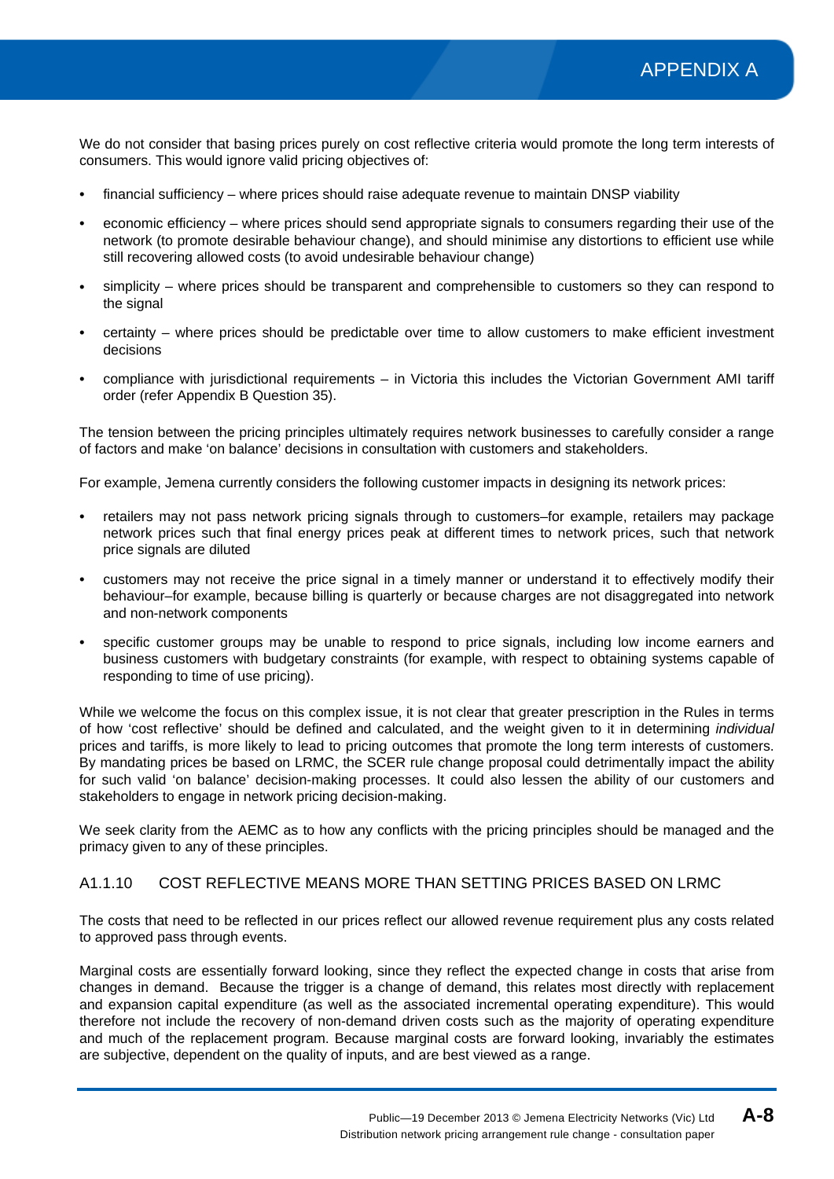We do not consider that basing prices purely on cost reflective criteria would promote the long term interests of consumers. This would ignore valid pricing objectives of:

- financial sufficiency – where prices should raise adequate revenue to maintain DNSP viability
- economic efficiency – where prices should send appropriate signals to consumers regarding their use of the network (to promote desirable behaviour change), and should minimise any distortions to efficient use while still recovering allowed costs (to avoid undesirable behaviour change)
- simplicity – where prices should be transparent and comprehensible to customers so they can respond to the signal
- certainty – where prices should be predictable over time to allow customers to make efficient investment decisions
- compliance with jurisdictional requirements – in Victoria this includes the Victorian Government AMI tariff order (refer Appendix B Question 35).

The tension between the pricing principles ultimately requires network businesses to carefully consider a range of factors and make 'on balance' decisions in consultation with customers and stakeholders.

For example, Jemena currently considers the following customer impacts in designing its network prices:

- retailers may not pass network pricing signals through to customers–for example, retailers may package network prices such that final energy prices peak at different times to network prices, such that network price signals are diluted
- customers may not receive the price signal in a timely manner or understand it to effectively modify their behaviour–for example, because billing is quarterly or because charges are not disaggregated into network and non-network components
- specific customer groups may be unable to respond to price signals, including low income earners and business customers with budgetary constraints (for example, with respect to obtaining systems capable of responding to time of use pricing).

While we welcome the focus on this complex issue, it is not clear that greater prescription in the Rules in terms of how 'cost reflective' should be defined and calculated, and the weight given to it in determining *individual* prices and tariffs, is more likely to lead to pricing outcomes that promote the long term interests of customers. By mandating prices be based on LRMC, the SCER rule change proposal could detrimentally impact the ability for such valid 'on balance' decision-making processes. It could also lessen the ability of our customers and stakeholders to engage in network pricing decision-making.

We seek clarity from the AEMC as to how any conflicts with the pricing principles should be managed and the primacy given to any of these principles.

### A1.1.10 COST REFLECTIVE MEANS MORE THAN SETTING PRICES BASED ON LRMC

The costs that need to be reflected in our prices reflect our allowed revenue requirement plus any costs related to approved pass through events.

Marginal costs are essentially forward looking, since they reflect the expected change in costs that arise from changes in demand. Because the trigger is a change of demand, this relates most directly with replacement and expansion capital expenditure (as well as the associated incremental operating expenditure). This would therefore not include the recovery of non-demand driven costs such as the majority of operating expenditure and much of the replacement program. Because marginal costs are forward looking, invariably the estimates are subjective, dependent on the quality of inputs, and are best viewed as a range.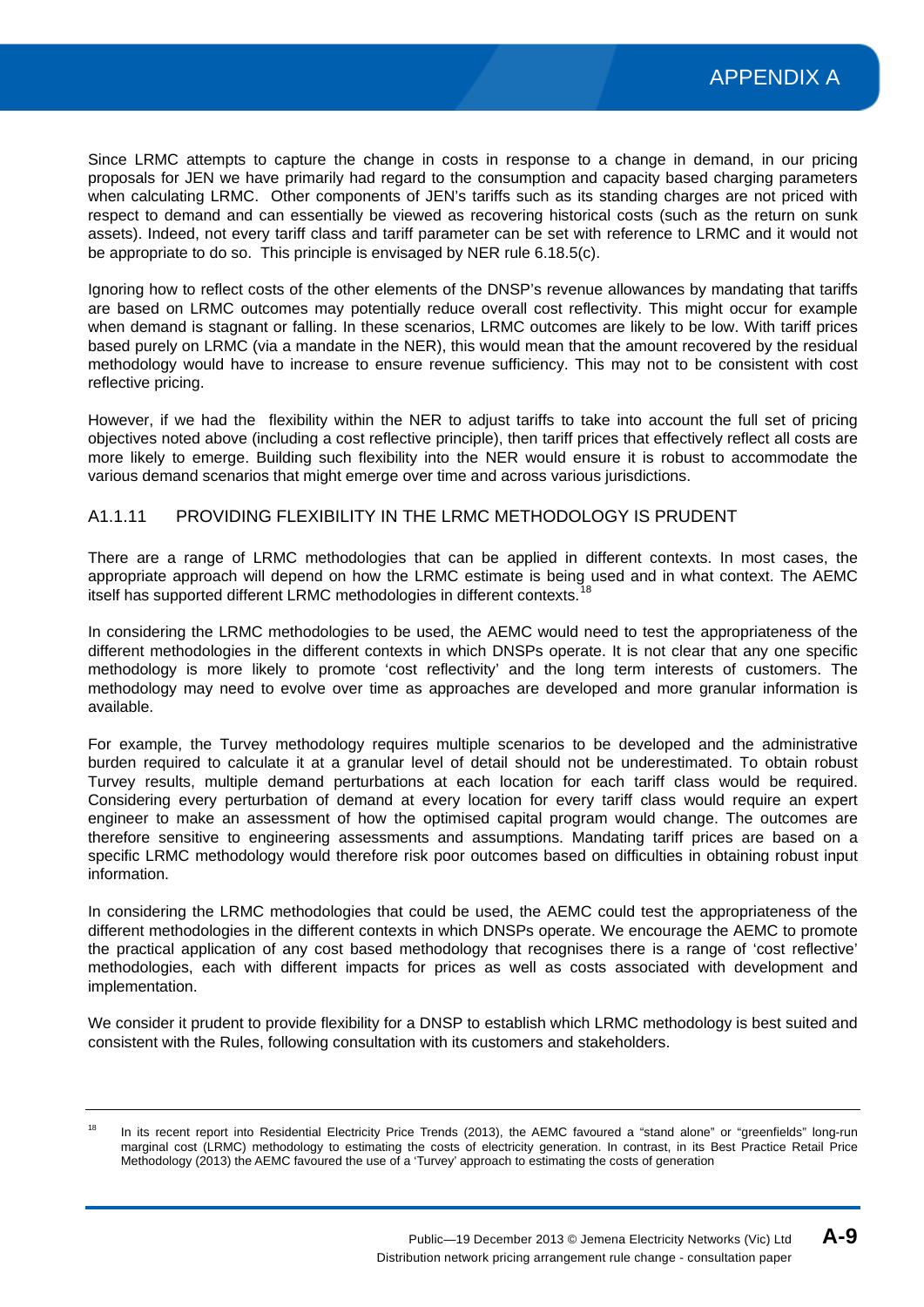Since LRMC attempts to capture the change in costs in response to a change in demand, in our pricing proposals for JEN we have primarily had regard to the consumption and capacity based charging parameters when calculating LRMC. Other components of JEN's tariffs such as its standing charges are not priced with respect to demand and can essentially be viewed as recovering historical costs (such as the return on sunk assets). Indeed, not every tariff class and tariff parameter can be set with reference to LRMC and it would not be appropriate to do so. This principle is envisaged by NER rule 6.18.5(c).

Ignoring how to reflect costs of the other elements of the DNSP's revenue allowances by mandating that tariffs are based on LRMC outcomes may potentially reduce overall cost reflectivity. This might occur for example when demand is stagnant or falling. In these scenarios, LRMC outcomes are likely to be low. With tariff prices based purely on LRMC (via a mandate in the NER), this would mean that the amount recovered by the residual methodology would have to increase to ensure revenue sufficiency. This may not to be consistent with cost reflective pricing.

However, if we had the flexibility within the NER to adjust tariffs to take into account the full set of pricing objectives noted above (including a cost reflective principle), then tariff prices that effectively reflect all costs are more likely to emerge. Building such flexibility into the NER would ensure it is robust to accommodate the various demand scenarios that might emerge over time and across various jurisdictions.

### A1.1.11 PROVIDING FLEXIBILITY IN THE LRMC METHODOLOGY IS PRUDENT

There are a range of LRMC methodologies that can be applied in different contexts. In most cases, the appropriate approach will depend on how the LRMC estimate is being used and in what context. The AEMC itself has supported different LRMC methodologies in different contexts.[18]

In considering the LRMC methodologies to be used, the AEMC would need to test the appropriateness of the different methodologies in the different contexts in which DNSPs operate. It is not clear that any one specific methodology is more likely to promote 'cost reflectivity' and the long term interests of customers. The methodology may need to evolve over time as approaches are developed and more granular information is available.

For example, the Turvey methodology requires multiple scenarios to be developed and the administrative burden required to calculate it at a granular level of detail should not be underestimated. To obtain robust Turvey results, multiple demand perturbations at each location for each tariff class would be required. Considering every perturbation of demand at every location for every tariff class would require an expert engineer to make an assessment of how the optimised capital program would change. The outcomes are therefore sensitive to engineering assessments and assumptions. Mandating tariff prices are based on a specific LRMC methodology would therefore risk poor outcomes based on difficulties in obtaining robust input information.

In considering the LRMC methodologies that could be used, the AEMC could test the appropriateness of the different methodologies in the different contexts in which DNSPs operate. We encourage the AEMC to promote the practical application of any cost based methodology that recognises there is a range of 'cost reflective' methodologies, each with different impacts for prices as well as costs associated with development and implementation.

We consider it prudent to provide flexibility for a DNSP to establish which LRMC methodology is best suited and consistent with the Rules, following consultation with its customers and stakeholders.

---

[18] In its recent report into Residential Electricity Price Trends (2013), the AEMC favoured a "stand alone" or "greenfields" long-run marginal cost (LRMC) methodology to estimating the costs of electricity generation. In contrast, in its Best Practice Retail Price Methodology (2013) the AEMC favoured the use of a 'Turvey' approach to estimating the costs of generation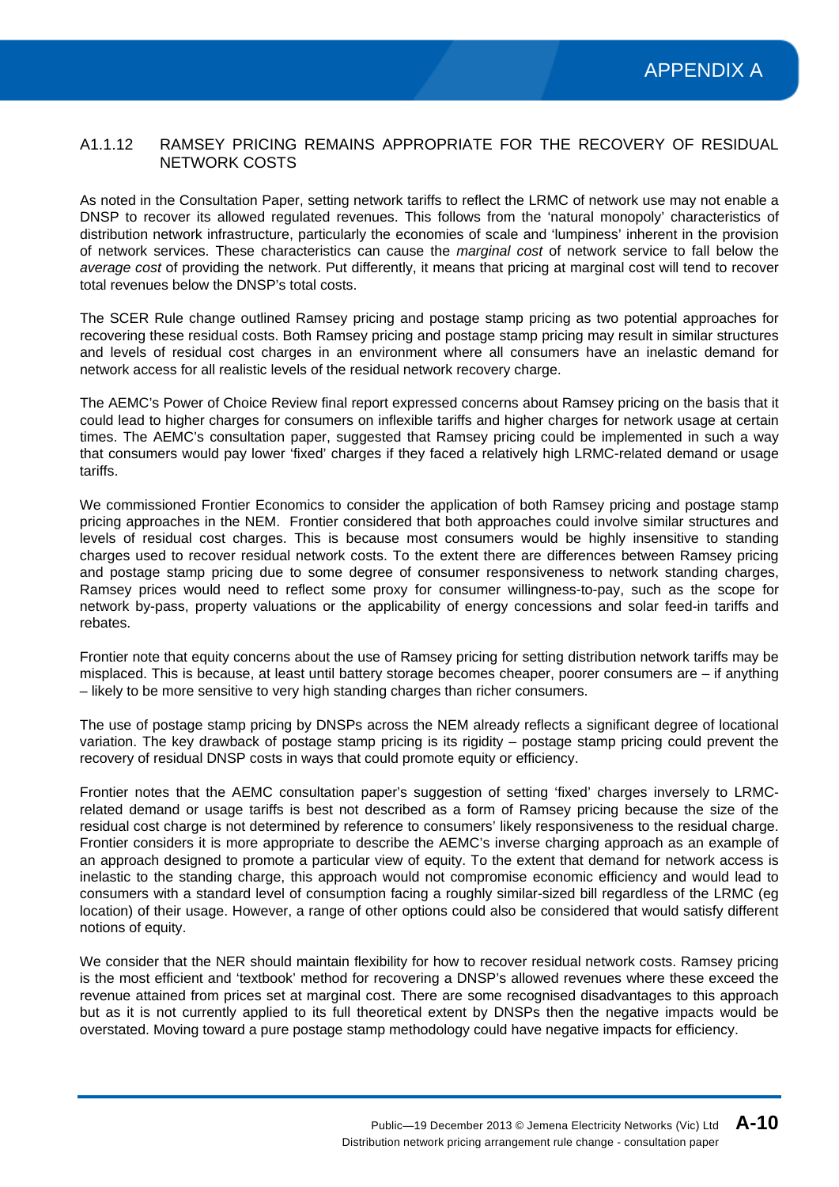### A1.1.12 RAMSEY PRICING REMAINS APPROPRIATE FOR THE RECOVERY OF RESIDUAL NETWORK COSTS

As noted in the Consultation Paper, setting network tariffs to reflect the LRMC of network use may not enable a DNSP to recover its allowed regulated revenues. This follows from the 'natural monopoly' characteristics of distribution network infrastructure, particularly the economies of scale and 'lumpiness' inherent in the provision of network services. These characteristics can cause the *marginal cost* of network service to fall below the *average cost* of providing the network. Put differently, it means that pricing at marginal cost will tend to recover total revenues below the DNSP's total costs.

The SCER Rule change outlined Ramsey pricing and postage stamp pricing as two potential approaches for recovering these residual costs. Both Ramsey pricing and postage stamp pricing may result in similar structures and levels of residual cost charges in an environment where all consumers have an inelastic demand for network access for all realistic levels of the residual network recovery charge.

The AEMC's Power of Choice Review final report expressed concerns about Ramsey pricing on the basis that it could lead to higher charges for consumers on inflexible tariffs and higher charges for network usage at certain times. The AEMC's consultation paper, suggested that Ramsey pricing could be implemented in such a way that consumers would pay lower 'fixed' charges if they faced a relatively high LRMC-related demand or usage tariffs.

We commissioned Frontier Economics to consider the application of both Ramsey pricing and postage stamp pricing approaches in the NEM. Frontier considered that both approaches could involve similar structures and levels of residual cost charges. This is because most consumers would be highly insensitive to standing charges used to recover residual network costs. To the extent there are differences between Ramsey pricing and postage stamp pricing due to some degree of consumer responsiveness to network standing charges, Ramsey prices would need to reflect some proxy for consumer willingness-to-pay, such as the scope for network by-pass, property valuations or the applicability of energy concessions and solar feed-in tariffs and rebates.

Frontier note that equity concerns about the use of Ramsey pricing for setting distribution network tariffs may be misplaced. This is because, at least until battery storage becomes cheaper, poorer consumers are – if anything – likely to be more sensitive to very high standing charges than richer consumers.

The use of postage stamp pricing by DNSPs across the NEM already reflects a significant degree of locational variation. The key drawback of postage stamp pricing is its rigidity – postage stamp pricing could prevent the recovery of residual DNSP costs in ways that could promote equity or efficiency.

Frontier notes that the AEMC consultation paper's suggestion of setting 'fixed' charges inversely to LRMC-related demand or usage tariffs is best not described as a form of Ramsey pricing because the size of the residual cost charge is not determined by reference to consumers' likely responsiveness to the residual charge. Frontier considers it is more appropriate to describe the AEMC's inverse charging approach as an example of an approach designed to promote a particular view of equity. To the extent that demand for network access is inelastic to the standing charge, this approach would not compromise economic efficiency and would lead to consumers with a standard level of consumption facing a roughly similar-sized bill regardless of the LRMC (eg location) of their usage. However, a range of other options could also be considered that would satisfy different notions of equity.

We consider that the NER should maintain flexibility for how to recover residual network costs. Ramsey pricing is the most efficient and 'textbook' method for recovering a DNSP's allowed revenues where these exceed the revenue attained from prices set at marginal cost. There are some recognised disadvantages to this approach but as it is not currently applied to its full theoretical extent by DNSPs then the negative impacts would be overstated. Moving toward a pure postage stamp methodology could have negative impacts for efficiency.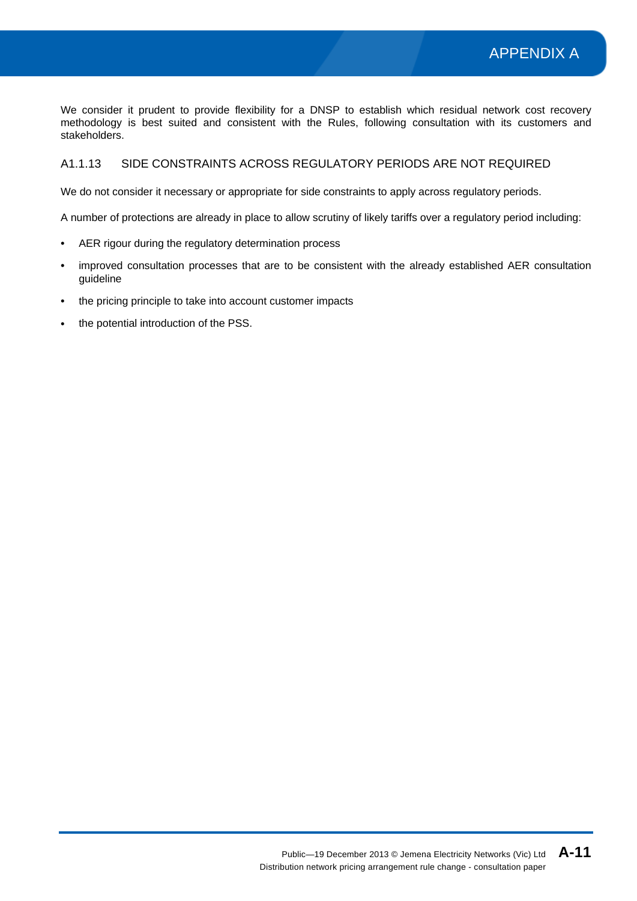We consider it prudent to provide flexibility for a DNSP to establish which residual network cost recovery methodology is best suited and consistent with the Rules, following consultation with its customers and stakeholders.

### A1.1.13 SIDE CONSTRAINTS ACROSS REGULATORY PERIODS ARE NOT REQUIRED

We do not consider it necessary or appropriate for side constraints to apply across regulatory periods.

A number of protections are already in place to allow scrutiny of likely tariffs over a regulatory period including:

- AER rigour during the regulatory determination process
- improved consultation processes that are to be consistent with the already established AER consultation guideline
- the pricing principle to take into account customer impacts
- the potential introduction of the PSS.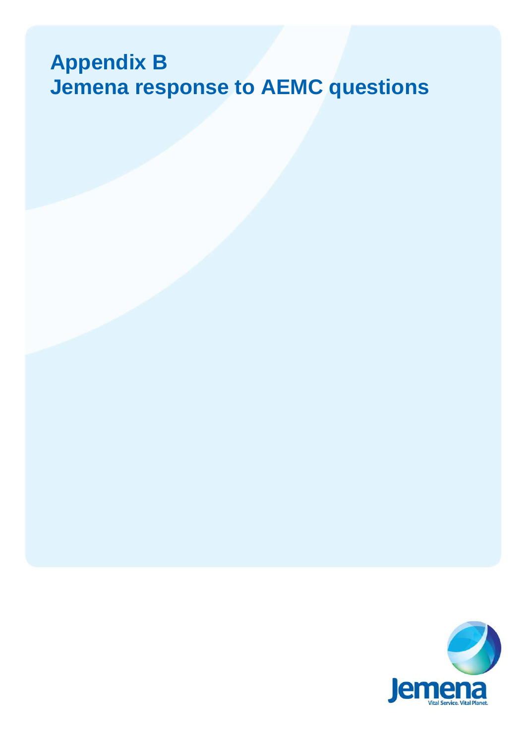# Appendix B
# Jemena response to AEMC questions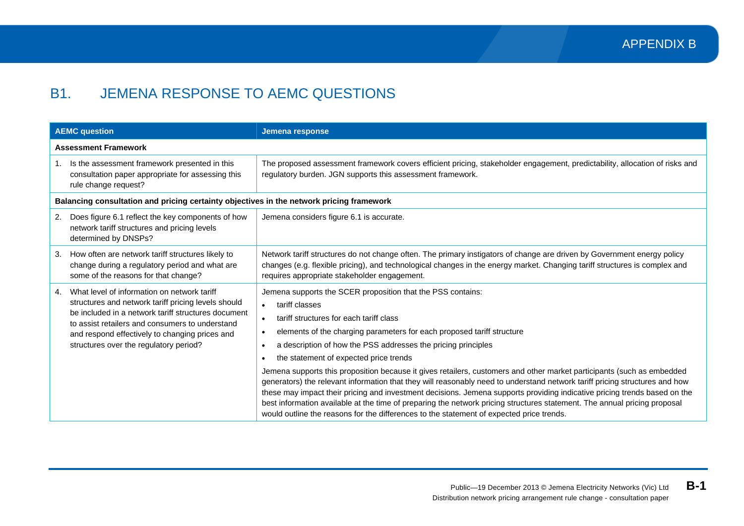# APPENDIX B

## B1. JEMENA RESPONSE TO AEMC QUESTIONS

| AEMC question | Jemena response |
|---|---|
| **Assessment Framework** | |
| 1. Is the assessment framework presented in this consultation paper appropriate for assessing this rule change request? | The proposed assessment framework covers efficient pricing, stakeholder engagement, predictability, allocation of risks and regulatory burden. JGN supports this assessment framework. |
| **Balancing consultation and pricing certainty objectives in the network pricing framework** | |
| 2. Does figure 6.1 reflect the key components of how network tariff structures and pricing levels determined by DNSPs? | Jemena considers figure 6.1 is accurate. |
| 3. How often are network tariff structures likely to change during a regulatory period and what are some of the reasons for that change? | Network tariff structures do not change often. The primary instigators of change are driven by Government energy policy changes (e.g. flexible pricing), and technological changes in the energy market. Changing tariff structures is complex and requires appropriate stakeholder engagement. |
| 4. What level of information on network tariff structures and network tariff pricing levels should be included in a network tariff structures document to assist retailers and consumers to understand and respond effectively to changing prices and structures over the regulatory period? | Jemena supports the SCER proposition that the PSS contains:<br>• tariff classes<br>• tariff structures for each tariff class<br>• elements of the charging parameters for each proposed tariff structure<br>• a description of how the PSS addresses the pricing principles<br>• the statement of expected price trends<br>Jemena supports this proposition because it gives retailers, customers and other market participants (such as embedded generators) the relevant information that they will reasonably need to understand network tariff pricing structures and how these may impact their pricing and investment decisions. Jemena supports providing indicative pricing trends based on the best information available at the time of preparing the network pricing structures statement. The annual pricing proposal would outline the reasons for the differences to the statement of expected price trends. |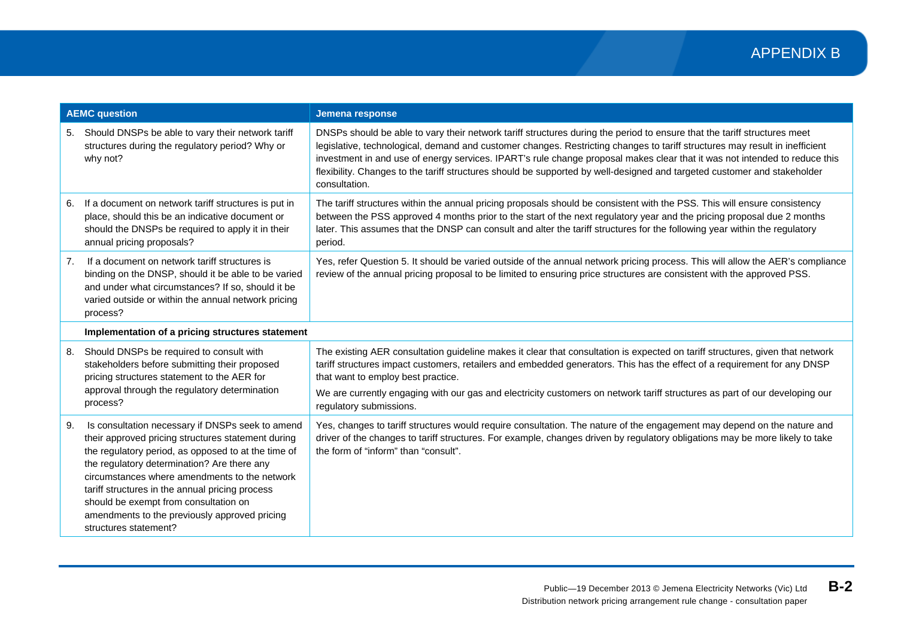| AEMC question | Jemena response |
|---|---|
| 5. Should DNSPs be able to vary their network tariff structures during the regulatory period? Why or why not? | DNSPs should be able to vary their network tariff structures during the period to ensure that the tariff structures meet legislative, technological, demand and customer changes. Restricting changes to tariff structures may result in inefficient investment in and use of energy services. IPART's rule change proposal makes clear that it was not intended to reduce this flexibility. Changes to the tariff structures should be supported by well-designed and targeted customer and stakeholder consultation. |
| 6. If a document on network tariff structures is put in place, should this be an indicative document or should the DNSPs be required to apply it in their annual pricing proposals? | The tariff structures within the annual pricing proposals should be consistent with the PSS. This will ensure consistency between the PSS approved 4 months prior to the start of the next regulatory year and the pricing proposal due 2 months later. This assumes that the DNSP can consult and alter the tariff structures for the following year within the regulatory period. |
| 7. If a document on network tariff structures is binding on the DNSP, should it be able to be varied and under what circumstances? If so, should it be varied outside or within the annual network pricing process? | Yes, refer Question 5. It should be varied outside of the annual network pricing process. This will allow the AER's compliance review of the annual pricing proposal to be limited to ensuring price structures are consistent with the approved PSS. |
| **Implementation of a pricing structures statement** | |
| 8. Should DNSPs be required to consult with stakeholders before submitting their proposed pricing structures statement to the AER for approval through the regulatory determination process? | The existing AER consultation guideline makes it clear that consultation is expected on tariff structures, given that network tariff structures impact customers, retailers and embedded generators. This has the effect of a requirement for any DNSP that want to employ best practice.<br><br>We are currently engaging with our gas and electricity customers on network tariff structures as part of our developing our regulatory submissions. |
| 9. Is consultation necessary if DNSPs seek to amend their approved pricing structures statement during the regulatory period, as opposed to at the time of the regulatory determination? Are there any circumstances where amendments to the network tariff structures in the annual pricing process should be exempt from consultation on amendments to the previously approved pricing structures statement? | Yes, changes to tariff structures would require consultation. The nature of the engagement may depend on the nature and driver of the changes to tariff structures. For example, changes driven by regulatory obligations may be more likely to take the form of "inform" than "consult". |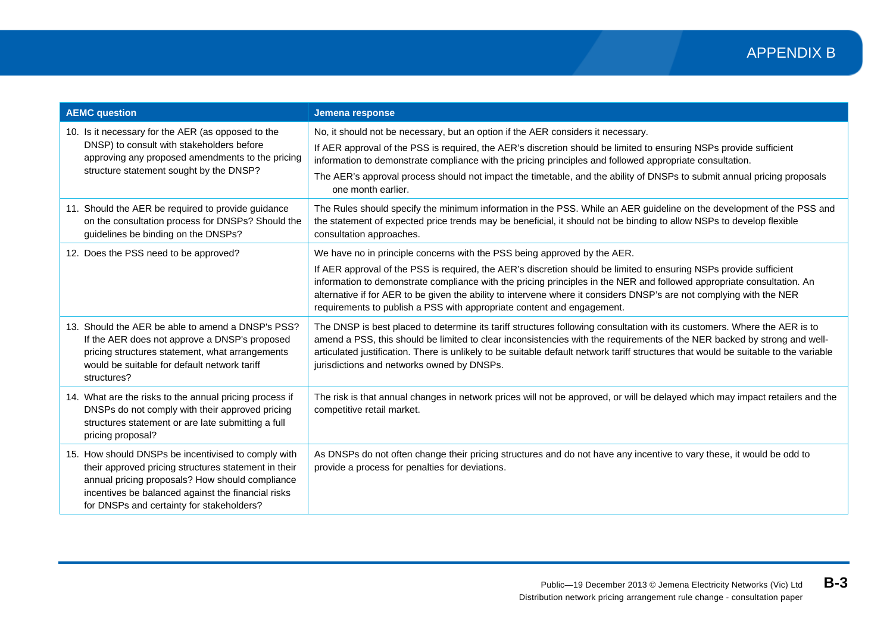| AEMC question | Jemena response |
|---|---|
| 10. Is it necessary for the AER (as opposed to the DNSP) to consult with stakeholders before approving any proposed amendments to the pricing structure statement sought by the DNSP? | No, it should not be necessary, but an option if the AER considers it necessary.<br><br>If AER approval of the PSS is required, the AER's discretion should be limited to ensuring NSPs provide sufficient information to demonstrate compliance with the pricing principles and followed appropriate consultation.<br><br>The AER's approval process should not impact the timetable, and the ability of DNSPs to submit annual pricing proposals one month earlier. |
| 11. Should the AER be required to provide guidance on the consultation process for DNSPs? Should the guidelines be binding on the DNSPs? | The Rules should specify the minimum information in the PSS. While an AER guideline on the development of the PSS and the statement of expected price trends may be beneficial, it should not be binding to allow NSPs to develop flexible consultation approaches. |
| 12. Does the PSS need to be approved? | We have no in principle concerns with the PSS being approved by the AER.<br><br>If AER approval of the PSS is required, the AER's discretion should be limited to ensuring NSPs provide sufficient information to demonstrate compliance with the pricing principles in the NER and followed appropriate consultation. An alternative if for AER to be given the ability to intervene where it considers DNSP's are not complying with the NER requirements to publish a PSS with appropriate content and engagement. |
| 13. Should the AER be able to amend a DNSP's PSS? If the AER does not approve a DNSP's proposed pricing structures statement, what arrangements would be suitable for default network tariff structures? | The DNSP is best placed to determine its tariff structures following consultation with its customers. Where the AER is to amend a PSS, this should be limited to clear inconsistencies with the requirements of the NER backed by strong and well-articulated justification. There is unlikely to be suitable default network tariff structures that would be suitable to the variable jurisdictions and networks owned by DNSPs. |
| 14. What are the risks to the annual pricing process if DNSPs do not comply with their approved pricing structures statement or are late submitting a full pricing proposal? | The risk is that annual changes in network prices will not be approved, or will be delayed which may impact retailers and the competitive retail market. |
| 15. How should DNSPs be incentivised to comply with their approved pricing structures statement in their annual pricing proposals? How should compliance incentives be balanced against the financial risks for DNSPs and certainty for stakeholders? | As DNSPs do not often change their pricing structures and do not have any incentive to vary these, it would be odd to provide a process for penalties for deviations. |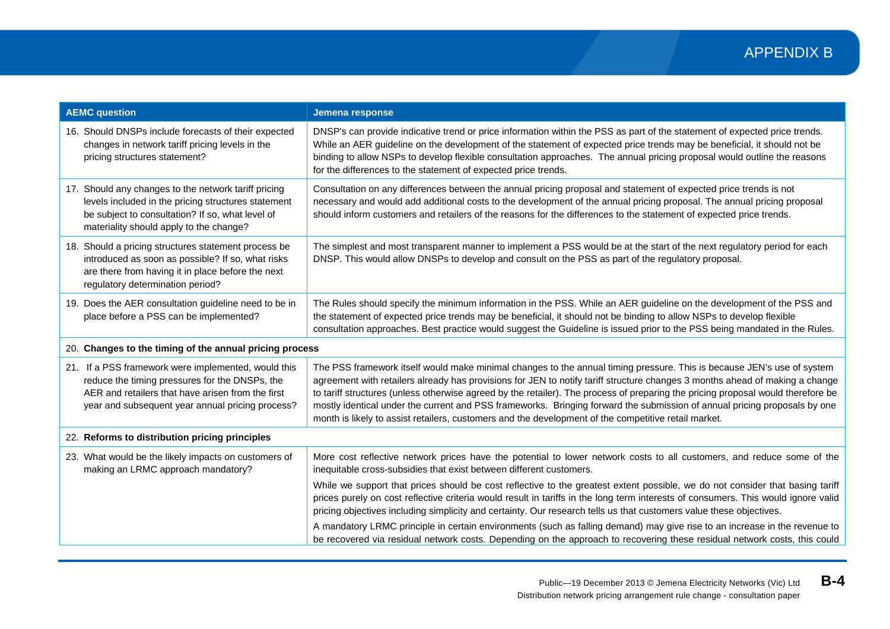| AEMC question | Jemena response |
|---|---|
| 16. Should DNSPs include forecasts of their expected changes in network tariff pricing levels in the pricing structures statement? | DNSP's can provide indicative trend or price information within the PSS as part of the statement of expected price trends. While an AER guideline on the development of the statement of expected price trends may be beneficial, it should not be binding to allow NSPs to develop flexible consultation approaches. The annual pricing proposal would outline the reasons for the differences to the statement of expected price trends. |
| 17. Should any changes to the network tariff pricing levels included in the pricing structures statement be subject to consultation? If so, what level of materiality should apply to the change? | Consultation on any differences between the annual pricing proposal and statement of expected price trends is not necessary and would add additional costs to the development of the annual pricing proposal. The annual pricing proposal should inform customers and retailers of the reasons for the differences to the statement of expected price trends. |
| 18. Should a pricing structures statement process be introduced as soon as possible? If so, what risks are there from having it in place before the next regulatory determination period? | The simplest and most transparent manner to implement a PSS would be at the start of the next regulatory period for each DNSP. This would allow DNSPs to develop and consult on the PSS as part of the regulatory proposal. |
| 19. Does the AER consultation guideline need to be in place before a PSS can be implemented? | The Rules should specify the minimum information in the PSS. While an AER guideline on the development of the PSS and the statement of expected price trends may be beneficial, it should not be binding to allow NSPs to develop flexible consultation approaches. Best practice would suggest the Guideline is issued prior to the PSS being mandated in the Rules. |
| 20. **Changes to the timing of the annual pricing process** | |
| 21. If a PSS framework were implemented, would this reduce the timing pressures for the DNSPs, the AER and retailers that have arisen from the first year and subsequent year annual pricing process? | The PSS framework itself would make minimal changes to the annual timing pressure. This is because JEN's use of system agreement with retailers already has provisions for JEN to notify tariff structure changes 3 months ahead of making a change to tariff structures (unless otherwise agreed by the retailer). The process of preparing the pricing proposal would therefore be mostly identical under the current and PSS frameworks. Bringing forward the submission of annual pricing proposals by one month is likely to assist retailers, customers and the development of the competitive retail market. |
| 22. **Reforms to distribution pricing principles** | |
| 23. What would be the likely impacts on customers of making an LRMC approach mandatory? | More cost reflective network prices have the potential to lower network costs to all customers, and reduce some of the inequitable cross-subsidies that exist between different customers.<br><br>While we support that prices should be cost reflective to the greatest extent possible, we do not consider that basing tariff prices purely on cost reflective criteria would result in tariffs in the long term interests of consumers. This would ignore valid pricing objectives including simplicity and certainty. Our research tells us that customers value these objectives.<br><br>A mandatory LRMC principle in certain environments (such as falling demand) may give rise to an increase in the revenue to be recovered via residual network costs. Depending on the approach to recovering these residual network costs, this could |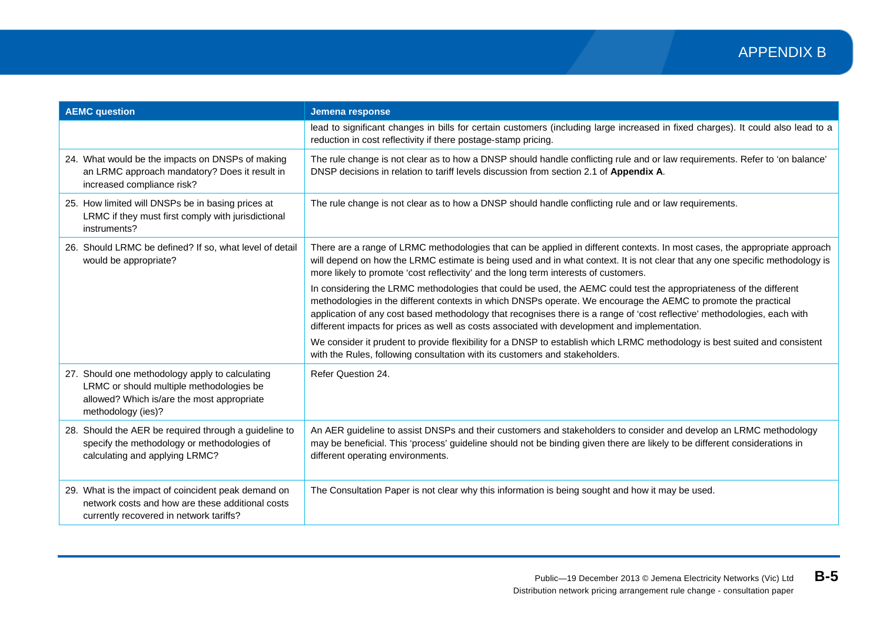| AEMC question | Jemena response |
|---|---|
| | lead to significant changes in bills for certain customers (including large increased in fixed charges). It could also lead to a reduction in cost reflectivity if there postage-stamp pricing. |
| 24. What would be the impacts on DNSPs of making an LRMC approach mandatory? Does it result in increased compliance risk? | The rule change is not clear as to how a DNSP should handle conflicting rule and or law requirements. Refer to 'on balance' DNSP decisions in relation to tariff levels discussion from section 2.1 of **Appendix A**. |
| 25. How limited will DNSPs be in basing prices at LRMC if they must first comply with jurisdictional instruments? | The rule change is not clear as to how a DNSP should handle conflicting rule and or law requirements. |
| 26. Should LRMC be defined? If so, what level of detail would be appropriate? | There are a range of LRMC methodologies that can be applied in different contexts. In most cases, the appropriate approach will depend on how the LRMC estimate is being used and in what context. It is not clear that any one specific methodology is more likely to promote 'cost reflectivity' and the long term interests of customers.<br><br>In considering the LRMC methodologies that could be used, the AEMC could test the appropriateness of the different methodologies in the different contexts in which DNSPs operate. We encourage the AEMC to promote the practical application of any cost based methodology that recognises there is a range of 'cost reflective' methodologies, each with different impacts for prices as well as costs associated with development and implementation.<br><br>We consider it prudent to provide flexibility for a DNSP to establish which LRMC methodology is best suited and consistent with the Rules, following consultation with its customers and stakeholders. |
| 27. Should one methodology apply to calculating LRMC or should multiple methodologies be allowed? Which is/are the most appropriate methodology (ies)? | Refer Question 24. |
| 28. Should the AER be required through a guideline to specify the methodology or methodologies of calculating and applying LRMC? | An AER guideline to assist DNSPs and their customers and stakeholders to consider and develop an LRMC methodology may be beneficial. This 'process' guideline should not be binding given there are likely to be different considerations in different operating environments. |
| 29. What is the impact of coincident peak demand on network costs and how are these additional costs currently recovered in network tariffs? | The Consultation Paper is not clear why this information is being sought and how it may be used. |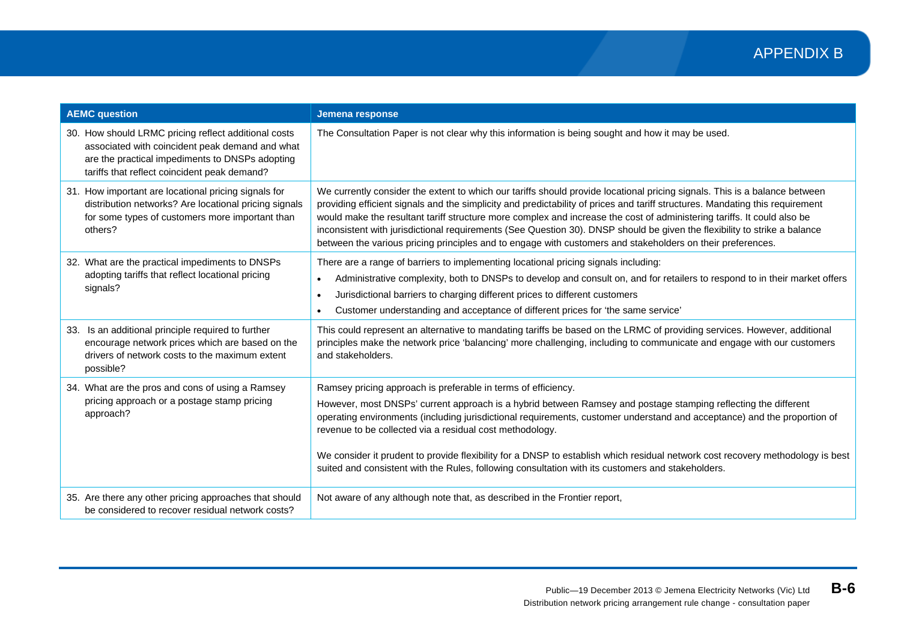# APPENDIX B

| AEMC question | Jemena response |
|---|---|
| 30. How should LRMC pricing reflect additional costs associated with coincident peak demand and what are the practical impediments to DNSPs adopting tariffs that reflect coincident peak demand? | The Consultation Paper is not clear why this information is being sought and how it may be used. |
| 31. How important are locational pricing signals for distribution networks? Are locational pricing signals for some types of customers more important than others? | We currently consider the extent to which our tariffs should provide locational pricing signals. This is a balance between providing efficient signals and the simplicity and predictability of prices and tariff structures. Mandating this requirement would make the resultant tariff structure more complex and increase the cost of administering tariffs. It could also be inconsistent with jurisdictional requirements (See Question 30). DNSP should be given the flexibility to strike a balance between the various pricing principles and to engage with customers and stakeholders on their preferences. |
| 32. What are the practical impediments to DNSPs adopting tariffs that reflect locational pricing signals? | There are a range of barriers to implementing locational pricing signals including:<br>• Administrative complexity, both to DNSPs to develop and consult on, and for retailers to respond to in their market offers<br>• Jurisdictional barriers to charging different prices to different customers<br>• Customer understanding and acceptance of different prices for 'the same service' |
| 33. Is an additional principle required to further encourage network prices which are based on the drivers of network costs to the maximum extent possible? | This could represent an alternative to mandating tariffs be based on the LRMC of providing services. However, additional principles make the network price 'balancing' more challenging, including to communicate and engage with our customers and stakeholders. |
| 34. What are the pros and cons of using a Ramsey pricing approach or a postage stamp pricing approach? | Ramsey pricing approach is preferable in terms of efficiency.<br>However, most DNSPs' current approach is a hybrid between Ramsey and postage stamping reflecting the different operating environments (including jurisdictional requirements, customer understand and acceptance) and the proportion of revenue to be collected via a residual cost methodology.<br><br>We consider it prudent to provide flexibility for a DNSP to establish which residual network cost recovery methodology is best suited and consistent with the Rules, following consultation with its customers and stakeholders. |
| 35. Are there any other pricing approaches that should be considered to recover residual network costs? | Not aware of any although note that, as described in the Frontier report, |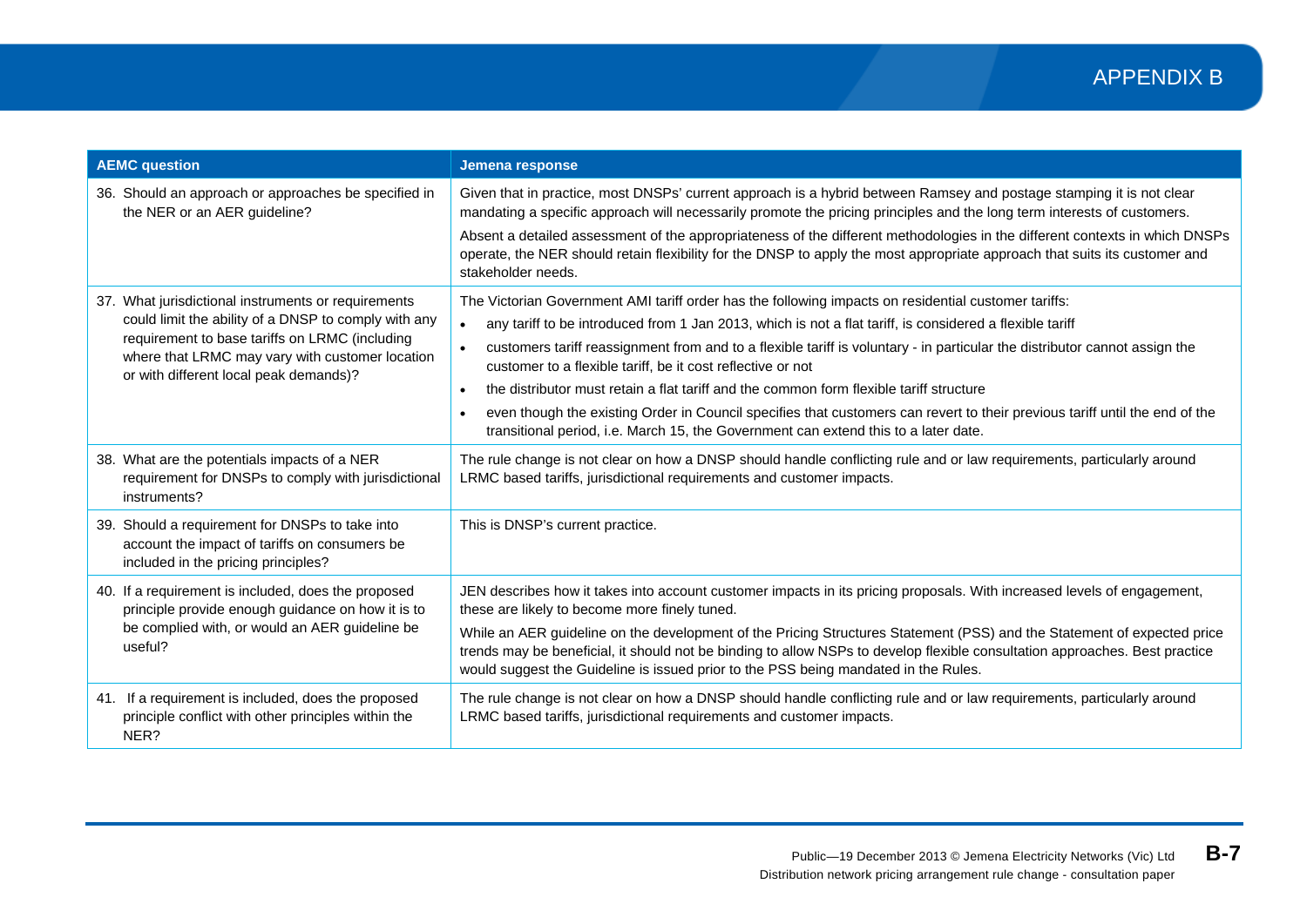| AEMC question | Jemena response |
|---|---|
| 36. Should an approach or approaches be specified in the NER or an AER guideline? | Given that in practice, most DNSPs' current approach is a hybrid between Ramsey and postage stamping it is not clear mandating a specific approach will necessarily promote the pricing principles and the long term interests of customers.<br><br>Absent a detailed assessment of the appropriateness of the different methodologies in the different contexts in which DNSPs operate, the NER should retain flexibility for the DNSP to apply the most appropriate approach that suits its customer and stakeholder needs. |
| 37. What jurisdictional instruments or requirements could limit the ability of a DNSP to comply with any requirement to base tariffs on LRMC (including where that LRMC may vary with customer location or with different local peak demands)? | The Victorian Government AMI tariff order has the following impacts on residential customer tariffs:<br>• any tariff to be introduced from 1 Jan 2013, which is not a flat tariff, is considered a flexible tariff<br>• customers tariff reassignment from and to a flexible tariff is voluntary - in particular the distributor cannot assign the customer to a flexible tariff, be it cost reflective or not<br>• the distributor must retain a flat tariff and the common form flexible tariff structure<br>• even though the existing Order in Council specifies that customers can revert to their previous tariff until the end of the transitional period, i.e. March 15, the Government can extend this to a later date. |
| 38. What are the potentials impacts of a NER requirement for DNSPs to comply with jurisdictional instruments? | The rule change is not clear on how a DNSP should handle conflicting rule and or law requirements, particularly around LRMC based tariffs, jurisdictional requirements and customer impacts. |
| 39. Should a requirement for DNSPs to take into account the impact of tariffs on consumers be included in the pricing principles? | This is DNSP's current practice. |
| 40. If a requirement is included, does the proposed principle provide enough guidance on how it is to be complied with, or would an AER guideline be useful? | JEN describes how it takes into account customer impacts in its pricing proposals. With increased levels of engagement, these are likely to become more finely tuned.<br><br>While an AER guideline on the development of the Pricing Structures Statement (PSS) and the Statement of expected price trends may be beneficial, it should not be binding to allow NSPs to develop flexible consultation approaches. Best practice would suggest the Guideline is issued prior to the PSS being mandated in the Rules. |
| 41. If a requirement is included, does the proposed principle conflict with other principles within the NER? | The rule change is not clear on how a DNSP should handle conflicting rule and or law requirements, particularly around LRMC based tariffs, jurisdictional requirements and customer impacts. |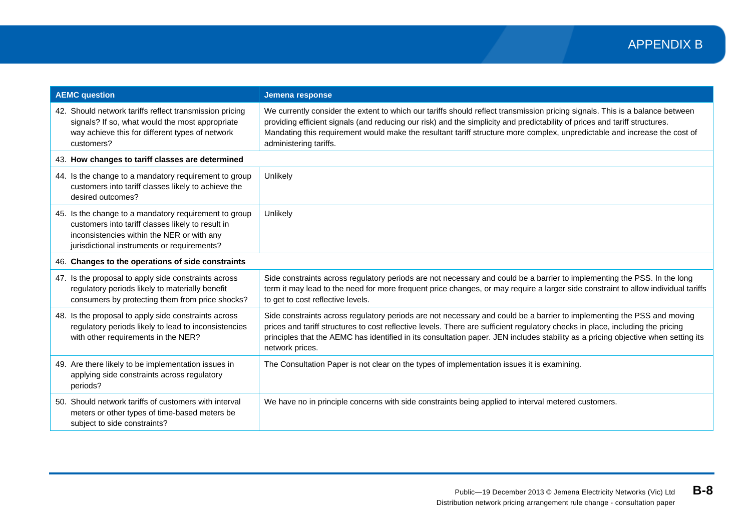| AEMC question | Jemena response |
|---|---|
| 42. Should network tariffs reflect transmission pricing signals? If so, what would the most appropriate way achieve this for different types of network customers? | We currently consider the extent to which our tariffs should reflect transmission pricing signals. This is a balance between providing efficient signals (and reducing our risk) and the simplicity and predictability of prices and tariff structures. Mandating this requirement would make the resultant tariff structure more complex, unpredictable and increase the cost of administering tariffs. |
| 43. **How changes to tariff classes are determined** | |
| 44. Is the change to a mandatory requirement to group customers into tariff classes likely to achieve the desired outcomes? | Unlikely |
| 45. Is the change to a mandatory requirement to group customers into tariff classes likely to result in inconsistencies within the NER or with any jurisdictional instruments or requirements? | Unlikely |
| 46. **Changes to the operations of side constraints** | |
| 47. Is the proposal to apply side constraints across regulatory periods likely to materially benefit consumers by protecting them from price shocks? | Side constraints across regulatory periods are not necessary and could be a barrier to implementing the PSS. In the long term it may lead to the need for more frequent price changes, or may require a larger side constraint to allow individual tariffs to get to cost reflective levels. |
| 48. Is the proposal to apply side constraints across regulatory periods likely to lead to inconsistencies with other requirements in the NER? | Side constraints across regulatory periods are not necessary and could be a barrier to implementing the PSS and moving prices and tariff structures to cost reflective levels. There are sufficient regulatory checks in place, including the pricing principles that the AEMC has identified in its consultation paper. JEN includes stability as a pricing objective when setting its network prices. |
| 49. Are there likely to be implementation issues in applying side constraints across regulatory periods? | The Consultation Paper is not clear on the types of implementation issues it is examining. |
| 50. Should network tariffs of customers with interval meters or other types of time-based meters be subject to side constraints? | We have no in principle concerns with side constraints being applied to interval metered customers. |